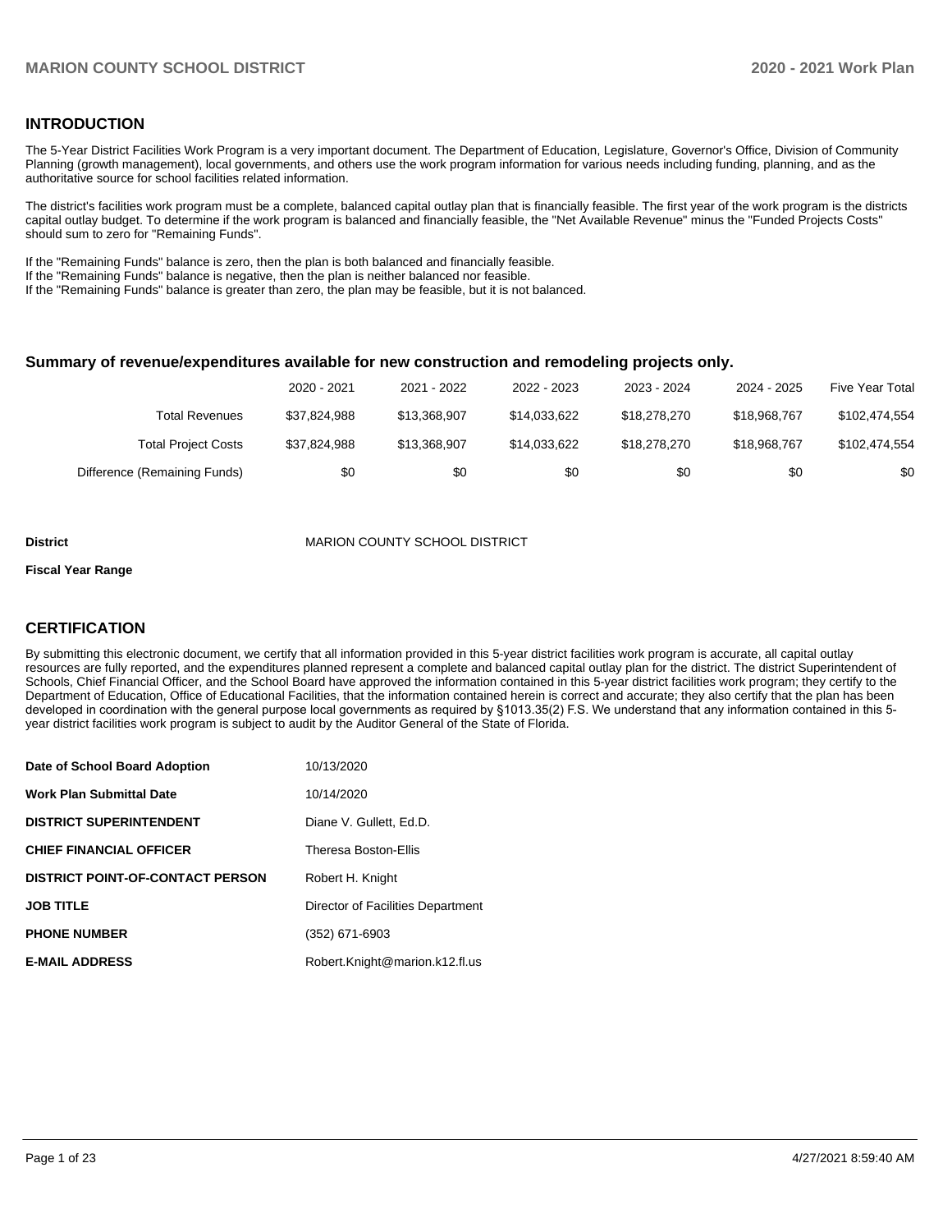## INTRODUCTION

The 5-Year District Facilities Work Program is a very important document. The Department of Education, Legislature, Governor's Office, Division of Community Planning (growth management), local governments, and others use the work program information for various needs including funding, planning, and as the authoritative source for school facilities related information.

The district's facilities work program must be a complete, balanced capital outlay plan that is financially feasible. The first year of the work program is the districts capital outlay budget. To determine if the work program is balanced and financially feasible, the "Net Available Revenue" minus the "Funded Projects Costs" should sum to zero for "Remaining Funds".

If the "Remaining Funds" balance is zero, then the plan is both balanced and financially feasible.
If the "Remaining Funds" balance is negative, then the plan is neither balanced nor feasible.
If the "Remaining Funds" balance is greater than zero, the plan may be feasible, but it is not balanced.

### Summary of revenue/expenditures available for new construction and remodeling projects only.

| | 2020 - 2021 | 2021 - 2022 | 2022 - 2023 | 2023 - 2024 | 2024 - 2025 | Five Year Total |
|---|---|---|---|---|---|---|
| Total Revenues | $37,824,988 | $13,368,907 | $14,033,622 | $18,278,270 | $18,968,767 | $102,474,554 |
| Total Project Costs | $37,824,988 | $13,368,907 | $14,033,622 | $18,278,270 | $18,968,767 | $102,474,554 |
| Difference (Remaining Funds) | $0 | $0 | $0 | $0 | $0 | $0 |

**District** MARION COUNTY SCHOOL DISTRICT

**Fiscal Year Range**

## CERTIFICATION

By submitting this electronic document, we certify that all information provided in this 5-year district facilities work program is accurate, all capital outlay resources are fully reported, and the expenditures planned represent a complete and balanced capital outlay plan for the district. The district Superintendent of Schools, Chief Financial Officer, and the School Board have approved the information contained in this 5-year district facilities work program; they certify to the Department of Education, Office of Educational Facilities, that the information contained herein is correct and accurate; they also certify that the plan has been developed in coordination with the general purpose local governments as required by §1013.35(2) F.S. We understand that any information contained in this 5-year district facilities work program is subject to audit by the Auditor General of the State of Florida.

| | |
|---|---|
| **Date of School Board Adoption** | 10/13/2020 |
| **Work Plan Submittal Date** | 10/14/2020 |
| **DISTRICT SUPERINTENDENT** | Diane V. Gullett, Ed.D. |
| **CHIEF FINANCIAL OFFICER** | Theresa Boston-Ellis |
| **DISTRICT POINT-OF-CONTACT PERSON** | Robert H. Knight |
| **JOB TITLE** | Director of Facilities Department |
| **PHONE NUMBER** | (352) 671-6903 |
| **E-MAIL ADDRESS** | Robert.Knight@marion.k12.fl.us |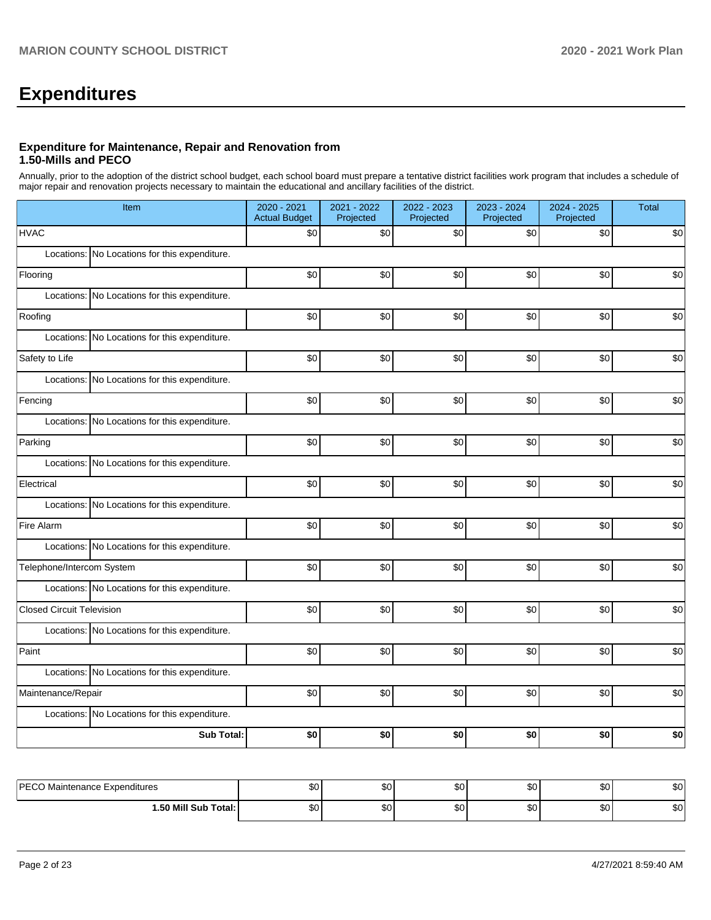# Expenditures

### Expenditure for Maintenance, Repair and Renovation from 1.50-Mills and PECO

Annually, prior to the adoption of the district school budget, each school board must prepare a tentative district facilities work program that includes a schedule of major repair and renovation projects necessary to maintain the educational and ancillary facilities of the district.

| Item | 2020 - 2021 Actual Budget | 2021 - 2022 Projected | 2022 - 2023 Projected | 2023 - 2024 Projected | 2024 - 2025 Projected | Total |
|---|---|---|---|---|---|---|
| HVAC | $0 | $0 | $0 | $0 | $0 | $0 |
| Locations: No Locations for this expenditure. | | | | | | |
| Flooring | $0 | $0 | $0 | $0 | $0 | $0 |
| Locations: No Locations for this expenditure. | | | | | | |
| Roofing | $0 | $0 | $0 | $0 | $0 | $0 |
| Locations: No Locations for this expenditure. | | | | | | |
| Safety to Life | $0 | $0 | $0 | $0 | $0 | $0 |
| Locations: No Locations for this expenditure. | | | | | | |
| Fencing | $0 | $0 | $0 | $0 | $0 | $0 |
| Locations: No Locations for this expenditure. | | | | | | |
| Parking | $0 | $0 | $0 | $0 | $0 | $0 |
| Locations: No Locations for this expenditure. | | | | | | |
| Electrical | $0 | $0 | $0 | $0 | $0 | $0 |
| Locations: No Locations for this expenditure. | | | | | | |
| Fire Alarm | $0 | $0 | $0 | $0 | $0 | $0 |
| Locations: No Locations for this expenditure. | | | | | | |
| Telephone/Intercom System | $0 | $0 | $0 | $0 | $0 | $0 |
| Locations: No Locations for this expenditure. | | | | | | |
| Closed Circuit Television | $0 | $0 | $0 | $0 | $0 | $0 |
| Locations: No Locations for this expenditure. | | | | | | |
| Paint | $0 | $0 | $0 | $0 | $0 | $0 |
| Locations: No Locations for this expenditure. | | | | | | |
| Maintenance/Repair | $0 | $0 | $0 | $0 | $0 | $0 |
| Locations: No Locations for this expenditure. | | | | | | |
| **Sub Total:** | **$0** | **$0** | **$0** | **$0** | **$0** | **$0** |

| | | | | | | |
|---|---|---|---|---|---|---|
| PECO Maintenance Expenditures | $0 | $0 | $0 | $0 | $0 | $0 |
| **1.50 Mill Sub Total:** | $0 | $0 | $0 | $0 | $0 | $0 |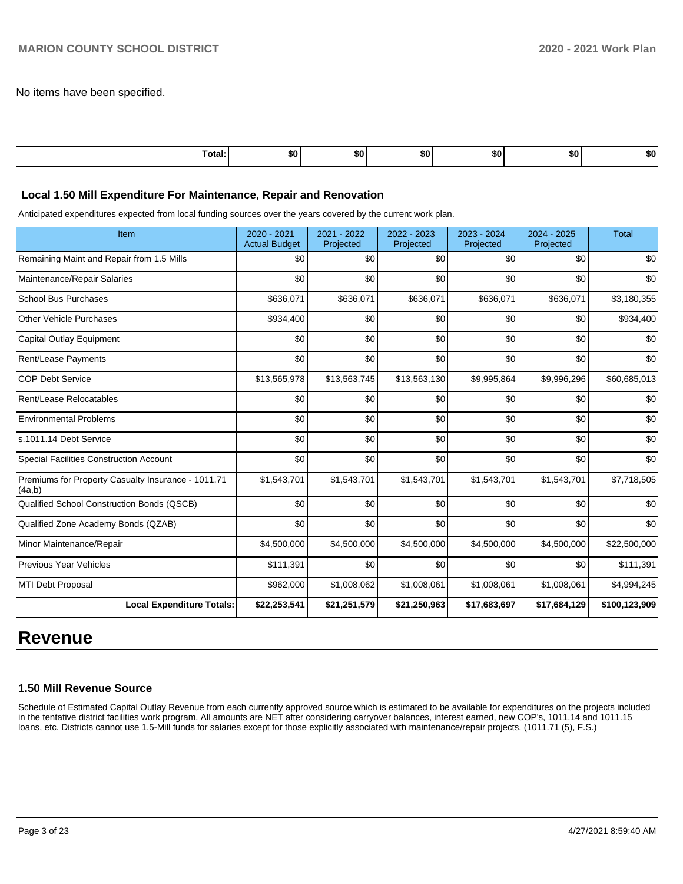No items have been specified.

| Total: | $0 | $0 | $0 | $0 | $0 | $0 |
|---|---|---|---|---|---|---|

### Local 1.50 Mill Expenditure For Maintenance, Repair and Renovation

Anticipated expenditures expected from local funding sources over the years covered by the current work plan.

| Item | 2020 - 2021 Actual Budget | 2021 - 2022 Projected | 2022 - 2023 Projected | 2023 - 2024 Projected | 2024 - 2025 Projected | Total |
|---|---|---|---|---|---|---|
| Remaining Maint and Repair from 1.5 Mills | $0 | $0 | $0 | $0 | $0 | $0 |
| Maintenance/Repair Salaries | $0 | $0 | $0 | $0 | $0 | $0 |
| School Bus Purchases | $636,071 | $636,071 | $636,071 | $636,071 | $636,071 | $3,180,355 |
| Other Vehicle Purchases | $934,400 | $0 | $0 | $0 | $0 | $934,400 |
| Capital Outlay Equipment | $0 | $0 | $0 | $0 | $0 | $0 |
| Rent/Lease Payments | $0 | $0 | $0 | $0 | $0 | $0 |
| COP Debt Service | $13,565,978 | $13,563,745 | $13,563,130 | $9,995,864 | $9,996,296 | $60,685,013 |
| Rent/Lease Relocatables | $0 | $0 | $0 | $0 | $0 | $0 |
| Environmental Problems | $0 | $0 | $0 | $0 | $0 | $0 |
| s.1011.14 Debt Service | $0 | $0 | $0 | $0 | $0 | $0 |
| Special Facilities Construction Account | $0 | $0 | $0 | $0 | $0 | $0 |
| Premiums for Property Casualty Insurance - 1011.71 (4a,b) | $1,543,701 | $1,543,701 | $1,543,701 | $1,543,701 | $1,543,701 | $7,718,505 |
| Qualified School Construction Bonds (QSCB) | $0 | $0 | $0 | $0 | $0 | $0 |
| Qualified Zone Academy Bonds (QZAB) | $0 | $0 | $0 | $0 | $0 | $0 |
| Minor Maintenance/Repair | $4,500,000 | $4,500,000 | $4,500,000 | $4,500,000 | $4,500,000 | $22,500,000 |
| Previous Year Vehicles | $111,391 | $0 | $0 | $0 | $0 | $111,391 |
| MTI Debt Proposal | $962,000 | $1,008,062 | $1,008,061 | $1,008,061 | $1,008,061 | $4,994,245 |
| **Local Expenditure Totals:** | **$22,253,541** | **$21,251,579** | **$21,250,963** | **$17,683,697** | **$17,684,129** | **$100,123,909** |

# Revenue

### 1.50 Mill Revenue Source

Schedule of Estimated Capital Outlay Revenue from each currently approved source which is estimated to be available for expenditures on the projects included in the tentative district facilities work program. All amounts are NET after considering carryover balances, interest earned, new COP's, 1011.14 and 1011.15 loans, etc. Districts cannot use 1.5-Mill funds for salaries except for those explicitly associated with maintenance/repair projects. (1011.71 (5), F.S.)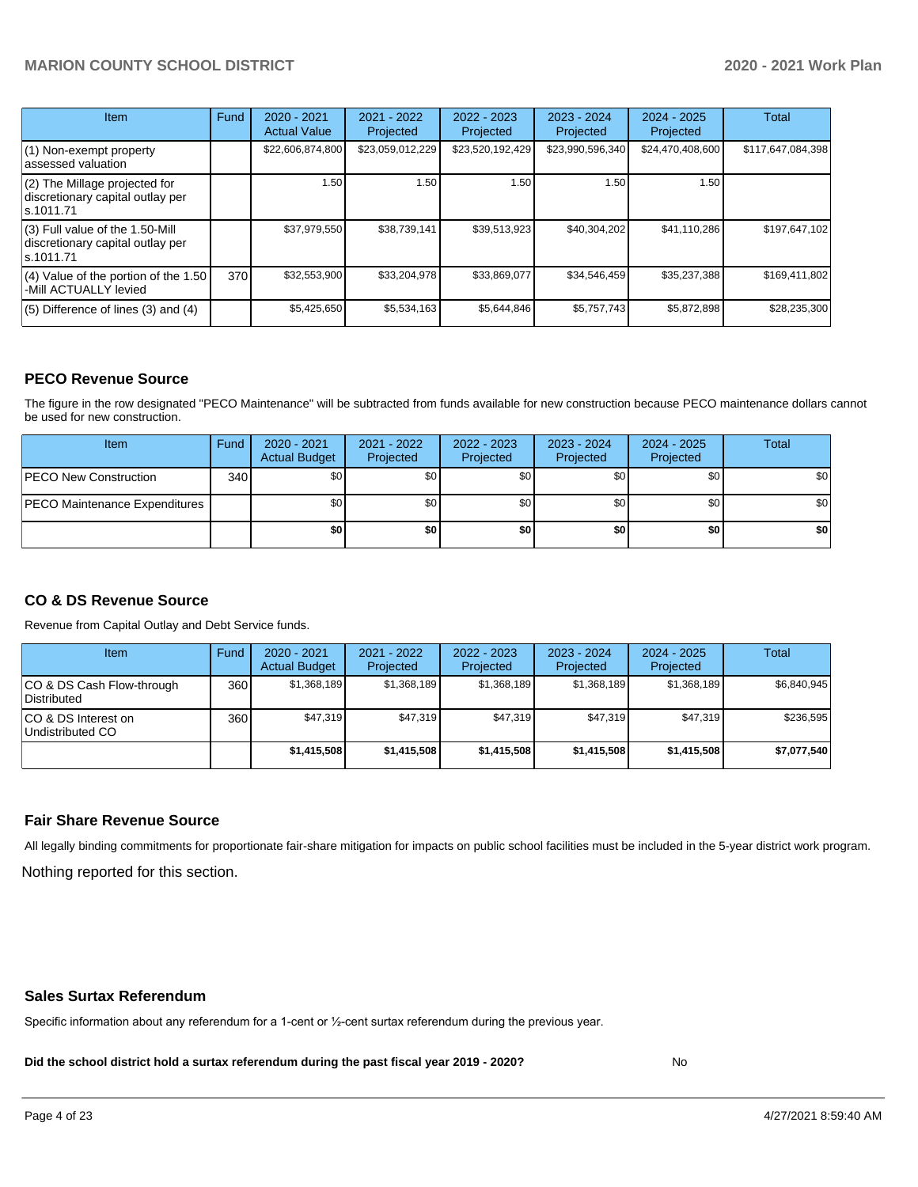| Item | Fund | 2020 - 2021 Actual Value | 2021 - 2022 Projected | 2022 - 2023 Projected | 2023 - 2024 Projected | 2024 - 2025 Projected | Total |
|---|---|---|---|---|---|---|---|
| (1) Non-exempt property assessed valuation | | $22,606,874,800 | $23,059,012,229 | $23,520,192,429 | $23,990,596,340 | $24,470,408,600 | $117,647,084,398 |
| (2) The Millage projected for discretionary capital outlay per s.1011.71 | | 1.50 | 1.50 | 1.50 | 1.50 | 1.50 | |
| (3) Full value of the 1.50-Mill discretionary capital outlay per s.1011.71 | | $37,979,550 | $38,739,141 | $39,513,923 | $40,304,202 | $41,110,286 | $197,647,102 |
| (4) Value of the portion of the 1.50 -Mill ACTUALLY levied | 370 | $32,553,900 | $33,204,978 | $33,869,077 | $34,546,459 | $35,237,388 | $169,411,802 |
| (5) Difference of lines (3) and (4) | | $5,425,650 | $5,534,163 | $5,644,846 | $5,757,743 | $5,872,898 | $28,235,300 |

## PECO Revenue Source

The figure in the row designated "PECO Maintenance" will be subtracted from funds available for new construction because PECO maintenance dollars cannot be used for new construction.

| Item | Fund | 2020 - 2021 Actual Budget | 2021 - 2022 Projected | 2022 - 2023 Projected | 2023 - 2024 Projected | 2024 - 2025 Projected | Total |
|---|---|---|---|---|---|---|---|
| PECO New Construction | 340 | $0 | $0 | $0 | $0 | $0 | $0 |
| PECO Maintenance Expenditures | | $0 | $0 | $0 | $0 | $0 | $0 |
| | | **$0** | **$0** | **$0** | **$0** | **$0** | **$0** |

## CO & DS Revenue Source

Revenue from Capital Outlay and Debt Service funds.

| Item | Fund | 2020 - 2021 Actual Budget | 2021 - 2022 Projected | 2022 - 2023 Projected | 2023 - 2024 Projected | 2024 - 2025 Projected | Total |
|---|---|---|---|---|---|---|---|
| CO & DS Cash Flow-through Distributed | 360 | $1,368,189 | $1,368,189 | $1,368,189 | $1,368,189 | $1,368,189 | $6,840,945 |
| CO & DS Interest on Undistributed CO | 360 | $47,319 | $47,319 | $47,319 | $47,319 | $47,319 | $236,595 |
| | | **$1,415,508** | **$1,415,508** | **$1,415,508** | **$1,415,508** | **$1,415,508** | **$7,077,540** |

## Fair Share Revenue Source

All legally binding commitments for proportionate fair-share mitigation for impacts on public school facilities must be included in the 5-year district work program.

Nothing reported for this section.

## Sales Surtax Referendum

Specific information about any referendum for a 1-cent or ½-cent surtax referendum during the previous year.

**Did the school district hold a surtax referendum during the past fiscal year 2019 - 2020?** No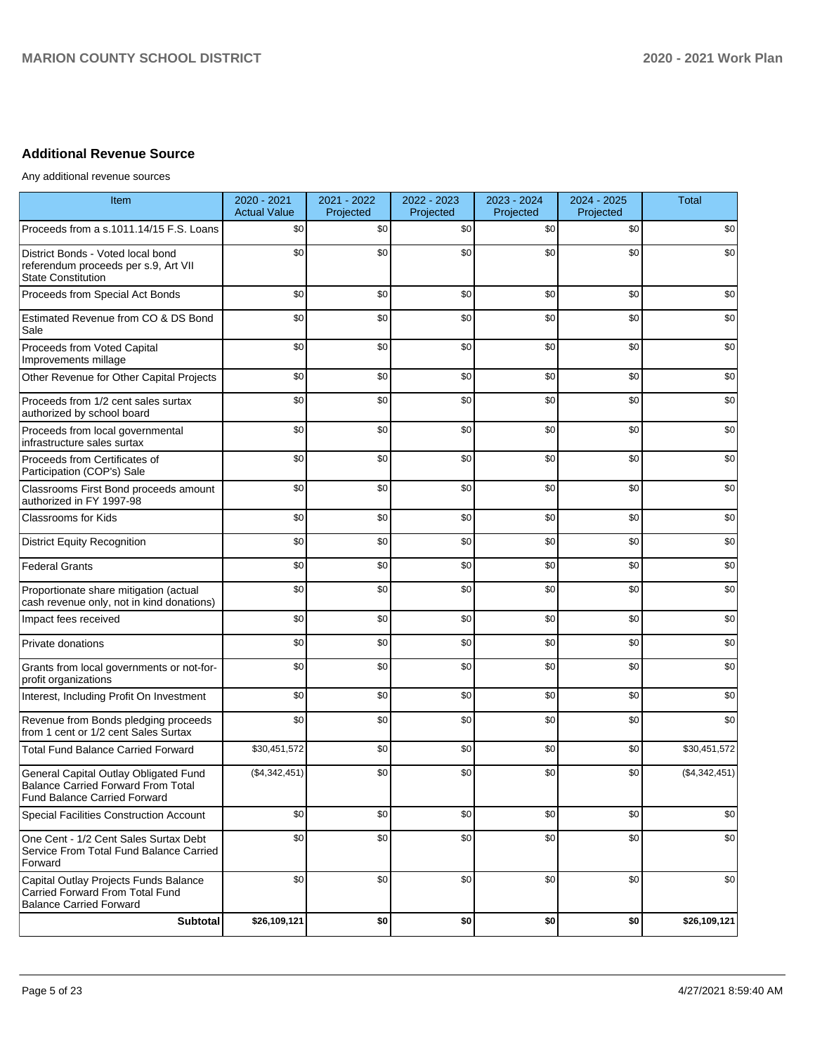## Additional Revenue Source

Any additional revenue sources

| Item | 2020 - 2021 Actual Value | 2021 - 2022 Projected | 2022 - 2023 Projected | 2023 - 2024 Projected | 2024 - 2025 Projected | Total |
|---|---|---|---|---|---|---|
| Proceeds from a s.1011.14/15 F.S. Loans | $0 | $0 | $0 | $0 | $0 | $0 |
| District Bonds - Voted local bond referendum proceeds per s.9, Art VII State Constitution | $0 | $0 | $0 | $0 | $0 | $0 |
| Proceeds from Special Act Bonds | $0 | $0 | $0 | $0 | $0 | $0 |
| Estimated Revenue from CO & DS Bond Sale | $0 | $0 | $0 | $0 | $0 | $0 |
| Proceeds from Voted Capital Improvements millage | $0 | $0 | $0 | $0 | $0 | $0 |
| Other Revenue for Other Capital Projects | $0 | $0 | $0 | $0 | $0 | $0 |
| Proceeds from 1/2 cent sales surtax authorized by school board | $0 | $0 | $0 | $0 | $0 | $0 |
| Proceeds from local governmental infrastructure sales surtax | $0 | $0 | $0 | $0 | $0 | $0 |
| Proceeds from Certificates of Participation (COP's) Sale | $0 | $0 | $0 | $0 | $0 | $0 |
| Classrooms First Bond proceeds amount authorized in FY 1997-98 | $0 | $0 | $0 | $0 | $0 | $0 |
| Classrooms for Kids | $0 | $0 | $0 | $0 | $0 | $0 |
| District Equity Recognition | $0 | $0 | $0 | $0 | $0 | $0 |
| Federal Grants | $0 | $0 | $0 | $0 | $0 | $0 |
| Proportionate share mitigation (actual cash revenue only, not in kind donations) | $0 | $0 | $0 | $0 | $0 | $0 |
| Impact fees received | $0 | $0 | $0 | $0 | $0 | $0 |
| Private donations | $0 | $0 | $0 | $0 | $0 | $0 |
| Grants from local governments or not-for-profit organizations | $0 | $0 | $0 | $0 | $0 | $0 |
| Interest, Including Profit On Investment | $0 | $0 | $0 | $0 | $0 | $0 |
| Revenue from Bonds pledging proceeds from 1 cent or 1/2 cent Sales Surtax | $0 | $0 | $0 | $0 | $0 | $0 |
| Total Fund Balance Carried Forward | $30,451,572 | $0 | $0 | $0 | $0 | $30,451,572 |
| General Capital Outlay Obligated Fund Balance Carried Forward From Total Fund Balance Carried Forward | ($4,342,451) | $0 | $0 | $0 | $0 | ($4,342,451) |
| Special Facilities Construction Account | $0 | $0 | $0 | $0 | $0 | $0 |
| One Cent - 1/2 Cent Sales Surtax Debt Service From Total Fund Balance Carried Forward | $0 | $0 | $0 | $0 | $0 | $0 |
| Capital Outlay Projects Funds Balance Carried Forward From Total Fund Balance Carried Forward | $0 | $0 | $0 | $0 | $0 | $0 |
| **Subtotal** | **$26,109,121** | **$0** | **$0** | **$0** | **$0** | **$26,109,121** |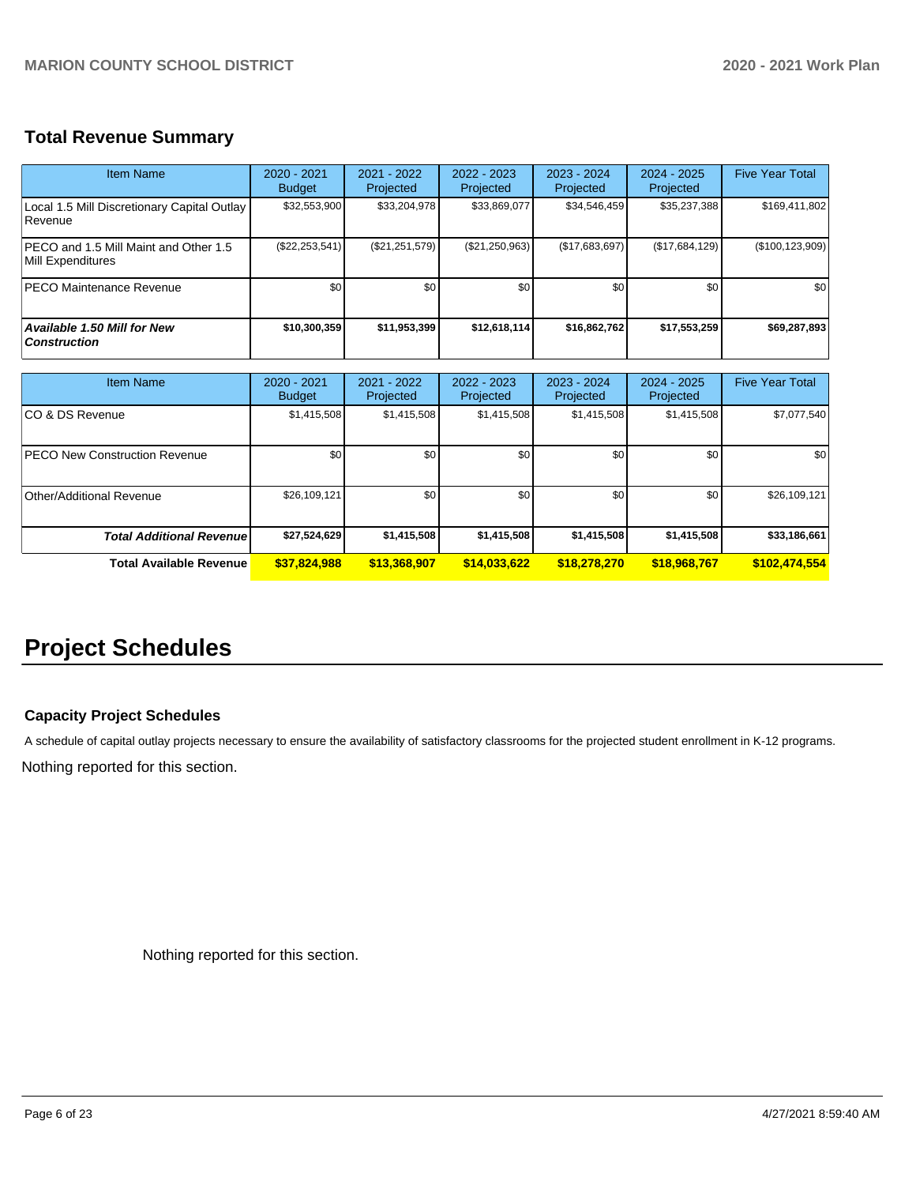## Total Revenue Summary

| Item Name | 2020 - 2021 Budget | 2021 - 2022 Projected | 2022 - 2023 Projected | 2023 - 2024 Projected | 2024 - 2025 Projected | Five Year Total |
|---|---|---|---|---|---|---|
| Local 1.5 Mill Discretionary Capital Outlay Revenue | $32,553,900 | $33,204,978 | $33,869,077 | $34,546,459 | $35,237,388 | $169,411,802 |
| PECO and 1.5 Mill Maint and Other 1.5 Mill Expenditures | ($22,253,541) | ($21,251,579) | ($21,250,963) | ($17,683,697) | ($17,684,129) | ($100,123,909) |
| PECO Maintenance Revenue | $0 | $0 | $0 | $0 | $0 | $0 |
| ***Available 1.50 Mill for New Construction*** | **$10,300,359** | **$11,953,399** | **$12,618,114** | **$16,862,762** | **$17,553,259** | **$69,287,893** |

| Item Name | 2020 - 2021 Budget | 2021 - 2022 Projected | 2022 - 2023 Projected | 2023 - 2024 Projected | 2024 - 2025 Projected | Five Year Total |
|---|---|---|---|---|---|---|
| CO & DS Revenue | $1,415,508 | $1,415,508 | $1,415,508 | $1,415,508 | $1,415,508 | $7,077,540 |
| PECO New Construction Revenue | $0 | $0 | $0 | $0 | $0 | $0 |
| Other/Additional Revenue | $26,109,121 | $0 | $0 | $0 | $0 | $26,109,121 |
| ***Total Additional Revenue*** | **$27,524,629** | **$1,415,508** | **$1,415,508** | **$1,415,508** | **$1,415,508** | **$33,186,661** |
| **Total Available Revenue** | **$37,824,988** | **$13,368,907** | **$14,033,622** | **$18,278,270** | **$18,968,767** | **$102,474,554** |

# Project Schedules

### Capacity Project Schedules

A schedule of capital outlay projects necessary to ensure the availability of satisfactory classrooms for the projected student enrollment in K-12 programs.

Nothing reported for this section.

Nothing reported for this section.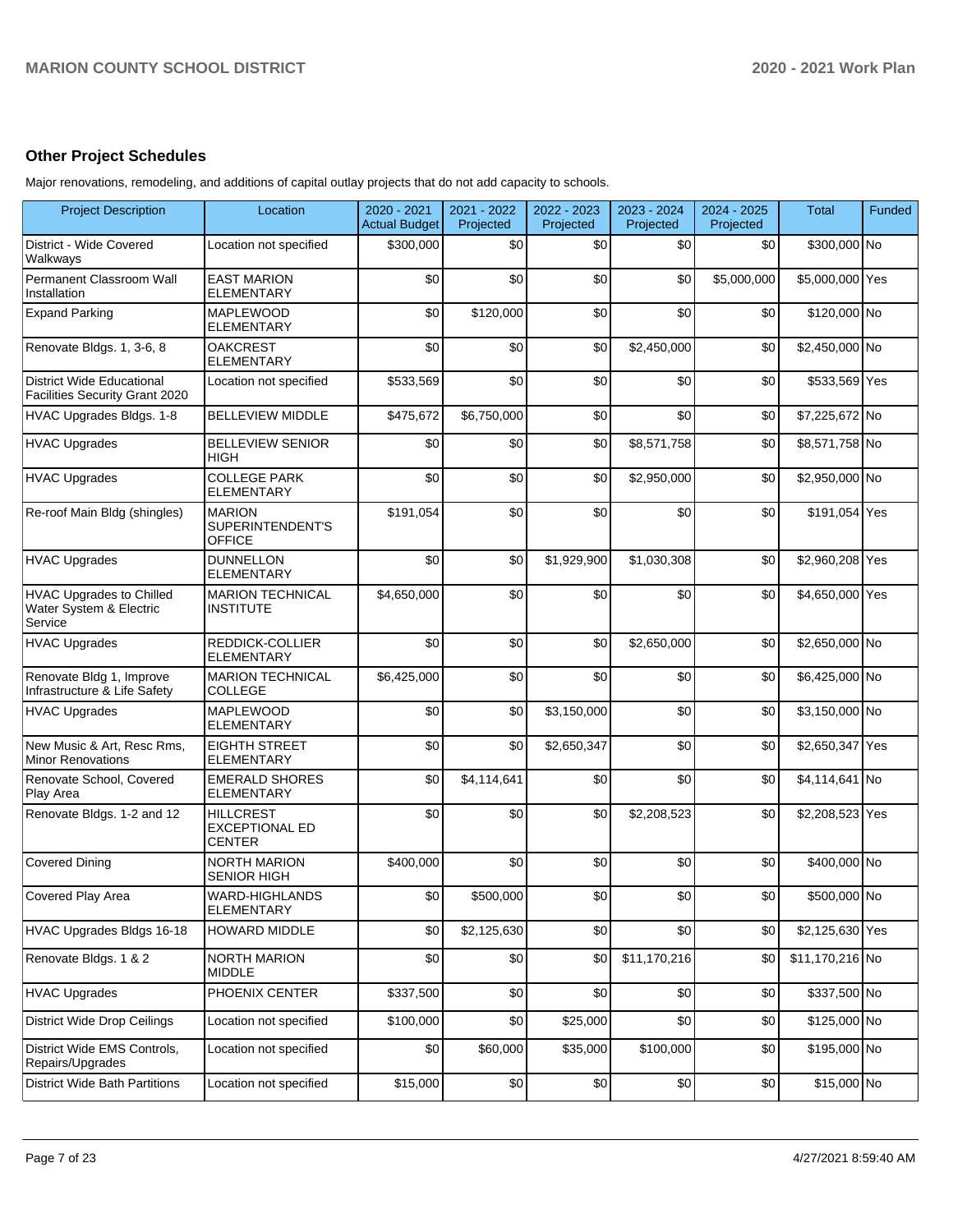## Other Project Schedules

Major renovations, remodeling, and additions of capital outlay projects that do not add capacity to schools.

| Project Description | Location | 2020 - 2021 Actual Budget | 2021 - 2022 Projected | 2022 - 2023 Projected | 2023 - 2024 Projected | 2024 - 2025 Projected | Total | Funded |
|---|---|---|---|---|---|---|---|---|
| District - Wide Covered Walkways | Location not specified | $300,000 | $0 | $0 | $0 | $0 | $300,000 | No |
| Permanent Classroom Wall Installation | EAST MARION ELEMENTARY | $0 | $0 | $0 | $0 | $5,000,000 | $5,000,000 | Yes |
| Expand Parking | MAPLEWOOD ELEMENTARY | $0 | $120,000 | $0 | $0 | $0 | $120,000 | No |
| Renovate Bldgs. 1, 3-6, 8 | OAKCREST ELEMENTARY | $0 | $0 | $0 | $2,450,000 | $0 | $2,450,000 | No |
| District Wide Educational Facilities Security Grant 2020 | Location not specified | $533,569 | $0 | $0 | $0 | $0 | $533,569 | Yes |
| HVAC Upgrades Bldgs. 1-8 | BELLEVIEW MIDDLE | $475,672 | $6,750,000 | $0 | $0 | $0 | $7,225,672 | No |
| HVAC Upgrades | BELLEVIEW SENIOR HIGH | $0 | $0 | $0 | $8,571,758 | $0 | $8,571,758 | No |
| HVAC Upgrades | COLLEGE PARK ELEMENTARY | $0 | $0 | $0 | $2,950,000 | $0 | $2,950,000 | No |
| Re-roof Main Bldg (shingles) | MARION SUPERINTENDENT'S OFFICE | $191,054 | $0 | $0 | $0 | $0 | $191,054 | Yes |
| HVAC Upgrades | DUNNELLON ELEMENTARY | $0 | $0 | $1,929,900 | $1,030,308 | $0 | $2,960,208 | Yes |
| HVAC Upgrades to Chilled Water System & Electric Service | MARION TECHNICAL INSTITUTE | $4,650,000 | $0 | $0 | $0 | $0 | $4,650,000 | Yes |
| HVAC Upgrades | REDDICK-COLLIER ELEMENTARY | $0 | $0 | $0 | $2,650,000 | $0 | $2,650,000 | No |
| Renovate Bldg 1, Improve Infrastructure & Life Safety | MARION TECHNICAL COLLEGE | $6,425,000 | $0 | $0 | $0 | $0 | $6,425,000 | No |
| HVAC Upgrades | MAPLEWOOD ELEMENTARY | $0 | $0 | $3,150,000 | $0 | $0 | $3,150,000 | No |
| New Music & Art, Resc Rms, Minor Renovations | EIGHTH STREET ELEMENTARY | $0 | $0 | $2,650,347 | $0 | $0 | $2,650,347 | Yes |
| Renovate School, Covered Play Area | EMERALD SHORES ELEMENTARY | $0 | $4,114,641 | $0 | $0 | $0 | $4,114,641 | No |
| Renovate Bldgs. 1-2 and 12 | HILLCREST EXCEPTIONAL ED CENTER | $0 | $0 | $0 | $2,208,523 | $0 | $2,208,523 | Yes |
| Covered Dining | NORTH MARION SENIOR HIGH | $400,000 | $0 | $0 | $0 | $0 | $400,000 | No |
| Covered Play Area | WARD-HIGHLANDS ELEMENTARY | $0 | $500,000 | $0 | $0 | $0 | $500,000 | No |
| HVAC Upgrades Bldgs 16-18 | HOWARD MIDDLE | $0 | $2,125,630 | $0 | $0 | $0 | $2,125,630 | Yes |
| Renovate Bldgs. 1 & 2 | NORTH MARION MIDDLE | $0 | $0 | $0 | $11,170,216 | $0 | $11,170,216 | No |
| HVAC Upgrades | PHOENIX CENTER | $337,500 | $0 | $0 | $0 | $0 | $337,500 | No |
| District Wide Drop Ceilings | Location not specified | $100,000 | $0 | $25,000 | $0 | $0 | $125,000 | No |
| District Wide EMS Controls, Repairs/Upgrades | Location not specified | $0 | $60,000 | $35,000 | $100,000 | $0 | $195,000 | No |
| District Wide Bath Partitions | Location not specified | $15,000 | $0 | $0 | $0 | $0 | $15,000 | No |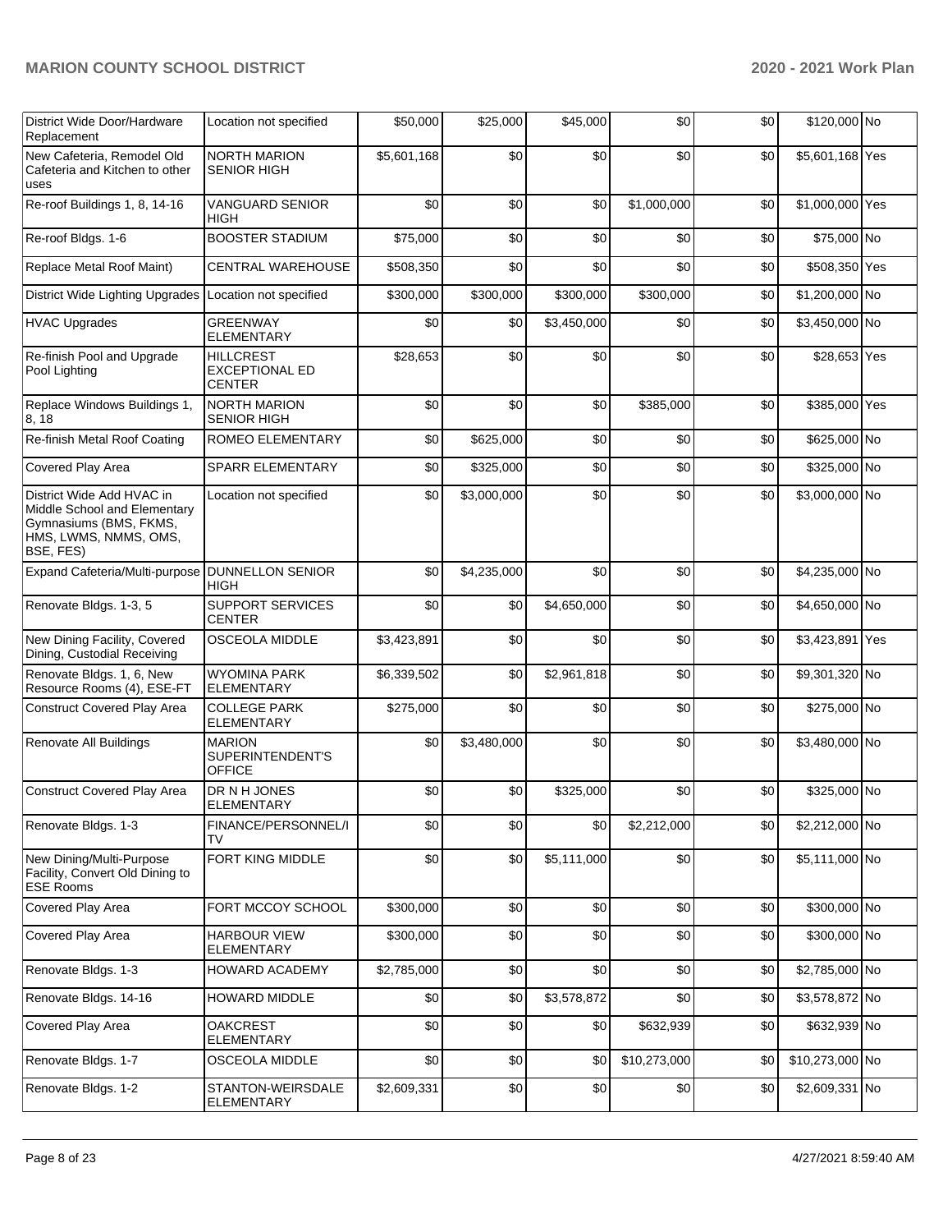| District Wide Door/Hardware Replacement | Location not specified | $50,000 | $25,000 | $45,000 | $0 | $0 | $120,000 | No |
|---|---|---|---|---|---|---|---|---|
| New Cafeteria, Remodel Old Cafeteria and Kitchen to other uses | NORTH MARION SENIOR HIGH | $5,601,168 | $0 | $0 | $0 | $0 | $5,601,168 | Yes |
| Re-roof Buildings 1, 8, 14-16 | VANGUARD SENIOR HIGH | $0 | $0 | $0 | $1,000,000 | $0 | $1,000,000 | Yes |
| Re-roof Bldgs. 1-6 | BOOSTER STADIUM | $75,000 | $0 | $0 | $0 | $0 | $75,000 | No |
| Replace Metal Roof Maint) | CENTRAL WAREHOUSE | $508,350 | $0 | $0 | $0 | $0 | $508,350 | Yes |
| District Wide Lighting Upgrades | Location not specified | $300,000 | $300,000 | $300,000 | $300,000 | $0 | $1,200,000 | No |
| HVAC Upgrades | GREENWAY ELEMENTARY | $0 | $0 | $3,450,000 | $0 | $0 | $3,450,000 | No |
| Re-finish Pool and Upgrade Pool Lighting | HILLCREST EXCEPTIONAL ED CENTER | $28,653 | $0 | $0 | $0 | $0 | $28,653 | Yes |
| Replace Windows Buildings 1, 8, 18 | NORTH MARION SENIOR HIGH | $0 | $0 | $0 | $385,000 | $0 | $385,000 | Yes |
| Re-finish Metal Roof Coating | ROMEO ELEMENTARY | $0 | $625,000 | $0 | $0 | $0 | $625,000 | No |
| Covered Play Area | SPARR ELEMENTARY | $0 | $325,000 | $0 | $0 | $0 | $325,000 | No |
| District Wide Add HVAC in Middle School and Elementary Gymnasiums (BMS, FKMS, HMS, LWMS, NMMS, OMS, BSE, FES) | Location not specified | $0 | $3,000,000 | $0 | $0 | $0 | $3,000,000 | No |
| Expand Cafeteria/Multi-purpose | DUNNELLON SENIOR HIGH | $0 | $4,235,000 | $0 | $0 | $0 | $4,235,000 | No |
| Renovate Bldgs. 1-3, 5 | SUPPORT SERVICES CENTER | $0 | $0 | $4,650,000 | $0 | $0 | $4,650,000 | No |
| New Dining Facility, Covered Dining, Custodial Receiving | OSCEOLA MIDDLE | $3,423,891 | $0 | $0 | $0 | $0 | $3,423,891 | Yes |
| Renovate Bldgs. 1, 6, New Resource Rooms (4), ESE-FT | WYOMINA PARK ELEMENTARY | $6,339,502 | $0 | $2,961,818 | $0 | $0 | $9,301,320 | No |
| Construct Covered Play Area | COLLEGE PARK ELEMENTARY | $275,000 | $0 | $0 | $0 | $0 | $275,000 | No |
| Renovate All Buildings | MARION SUPERINTENDENT'S OFFICE | $0 | $3,480,000 | $0 | $0 | $0 | $3,480,000 | No |
| Construct Covered Play Area | DR N H JONES ELEMENTARY | $0 | $0 | $325,000 | $0 | $0 | $325,000 | No |
| Renovate Bldgs. 1-3 | FINANCE/PERSONNEL/ITV | $0 | $0 | $0 | $2,212,000 | $0 | $2,212,000 | No |
| New Dining/Multi-Purpose Facility, Convert Old Dining to ESE Rooms | FORT KING MIDDLE | $0 | $0 | $5,111,000 | $0 | $0 | $5,111,000 | No |
| Covered Play Area | FORT MCCOY SCHOOL | $300,000 | $0 | $0 | $0 | $0 | $300,000 | No |
| Covered Play Area | HARBOUR VIEW ELEMENTARY | $300,000 | $0 | $0 | $0 | $0 | $300,000 | No |
| Renovate Bldgs. 1-3 | HOWARD ACADEMY | $2,785,000 | $0 | $0 | $0 | $0 | $2,785,000 | No |
| Renovate Bldgs. 14-16 | HOWARD MIDDLE | $0 | $0 | $3,578,872 | $0 | $0 | $3,578,872 | No |
| Covered Play Area | OAKCREST ELEMENTARY | $0 | $0 | $0 | $632,939 | $0 | $632,939 | No |
| Renovate Bldgs. 1-7 | OSCEOLA MIDDLE | $0 | $0 | $0 | $10,273,000 | $0 | $10,273,000 | No |
| Renovate Bldgs. 1-2 | STANTON-WEIRSDALE ELEMENTARY | $2,609,331 | $0 | $0 | $0 | $0 | $2,609,331 | No |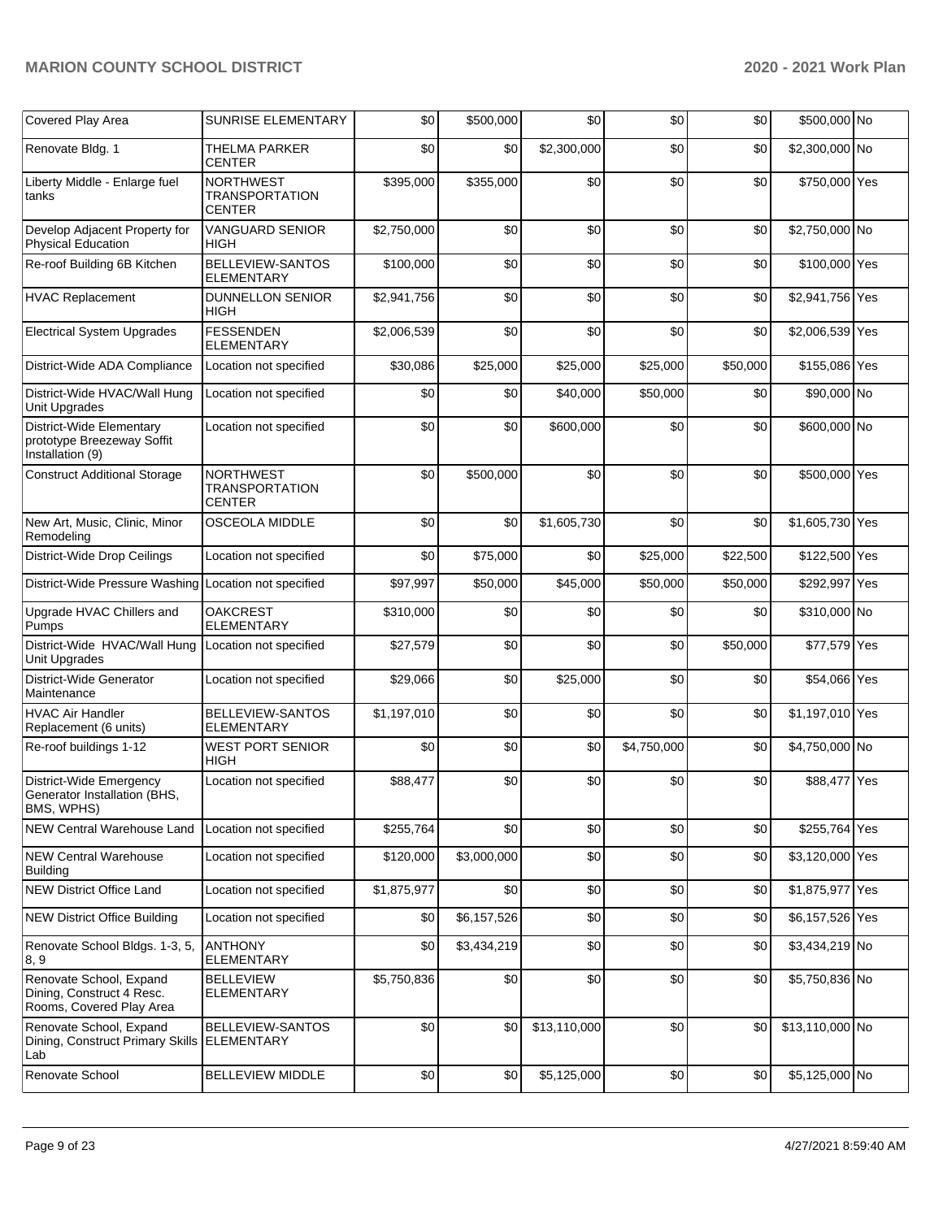| Covered Play Area | SUNRISE ELEMENTARY | $0 | $500,000 | $0 | $0 | $0 | $500,000 | No |
|---|---|---|---|---|---|---|---|---|
| Renovate Bldg. 1 | THELMA PARKER CENTER | $0 | $0 | $2,300,000 | $0 | $0 | $2,300,000 | No |
| Liberty Middle - Enlarge fuel tanks | NORTHWEST TRANSPORTATION CENTER | $395,000 | $355,000 | $0 | $0 | $0 | $750,000 | Yes |
| Develop Adjacent Property for Physical Education | VANGUARD SENIOR HIGH | $2,750,000 | $0 | $0 | $0 | $0 | $2,750,000 | No |
| Re-roof Building 6B Kitchen | BELLEVIEW-SANTOS ELEMENTARY | $100,000 | $0 | $0 | $0 | $0 | $100,000 | Yes |
| HVAC Replacement | DUNNELLON SENIOR HIGH | $2,941,756 | $0 | $0 | $0 | $0 | $2,941,756 | Yes |
| Electrical System Upgrades | FESSENDEN ELEMENTARY | $2,006,539 | $0 | $0 | $0 | $0 | $2,006,539 | Yes |
| District-Wide ADA Compliance | Location not specified | $30,086 | $25,000 | $25,000 | $25,000 | $50,000 | $155,086 | Yes |
| District-Wide HVAC/Wall Hung Unit Upgrades | Location not specified | $0 | $0 | $40,000 | $50,000 | $0 | $90,000 | No |
| District-Wide Elementary prototype Breezeway Soffit Installation (9) | Location not specified | $0 | $0 | $600,000 | $0 | $0 | $600,000 | No |
| Construct Additional Storage | NORTHWEST TRANSPORTATION CENTER | $0 | $500,000 | $0 | $0 | $0 | $500,000 | Yes |
| New Art, Music, Clinic, Minor Remodeling | OSCEOLA MIDDLE | $0 | $0 | $1,605,730 | $0 | $0 | $1,605,730 | Yes |
| District-Wide Drop Ceilings | Location not specified | $0 | $75,000 | $0 | $25,000 | $22,500 | $122,500 | Yes |
| District-Wide Pressure Washing | Location not specified | $97,997 | $50,000 | $45,000 | $50,000 | $50,000 | $292,997 | Yes |
| Upgrade HVAC Chillers and Pumps | OAKCREST ELEMENTARY | $310,000 | $0 | $0 | $0 | $0 | $310,000 | No |
| District-Wide HVAC/Wall Hung Unit Upgrades | Location not specified | $27,579 | $0 | $0 | $0 | $50,000 | $77,579 | Yes |
| District-Wide Generator Maintenance | Location not specified | $29,066 | $0 | $25,000 | $0 | $0 | $54,066 | Yes |
| HVAC Air Handler Replacement (6 units) | BELLEVIEW-SANTOS ELEMENTARY | $1,197,010 | $0 | $0 | $0 | $0 | $1,197,010 | Yes |
| Re-roof buildings 1-12 | WEST PORT SENIOR HIGH | $0 | $0 | $0 | $4,750,000 | $0 | $4,750,000 | No |
| District-Wide Emergency Generator Installation (BHS, BMS, WPHS) | Location not specified | $88,477 | $0 | $0 | $0 | $0 | $88,477 | Yes |
| NEW Central Warehouse Land | Location not specified | $255,764 | $0 | $0 | $0 | $0 | $255,764 | Yes |
| NEW Central Warehouse Building | Location not specified | $120,000 | $3,000,000 | $0 | $0 | $0 | $3,120,000 | Yes |
| NEW District Office Land | Location not specified | $1,875,977 | $0 | $0 | $0 | $0 | $1,875,977 | Yes |
| NEW District Office Building | Location not specified | $0 | $6,157,526 | $0 | $0 | $0 | $6,157,526 | Yes |
| Renovate School Bldgs. 1-3, 5, 8, 9 | ANTHONY ELEMENTARY | $0 | $3,434,219 | $0 | $0 | $0 | $3,434,219 | No |
| Renovate School, Expand Dining, Construct 4 Resc. Rooms, Covered Play Area | BELLEVIEW ELEMENTARY | $5,750,836 | $0 | $0 | $0 | $0 | $5,750,836 | No |
| Renovate School, Expand Dining, Construct Primary Skills Lab | BELLEVIEW-SANTOS ELEMENTARY | $0 | $0 | $13,110,000 | $0 | $0 | $13,110,000 | No |
| Renovate School | BELLEVIEW MIDDLE | $0 | $0 | $5,125,000 | $0 | $0 | $5,125,000 | No |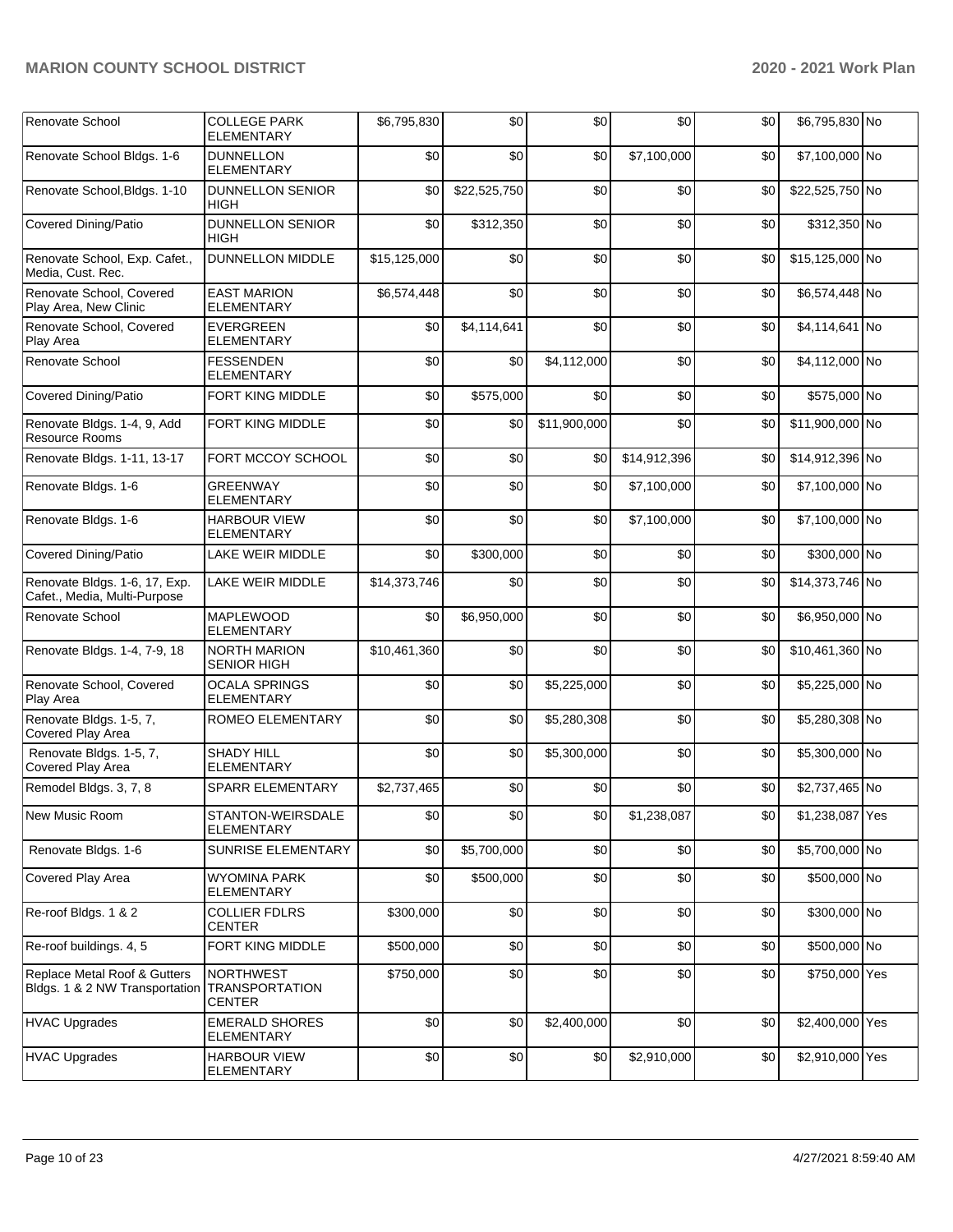| | | | | | | | | |
|---|---|---|---|---|---|---|---|---|
| Renovate School | COLLEGE PARK ELEMENTARY | $6,795,830 | $0 | $0 | $0 | $0 | $6,795,830 | No |
| Renovate School Bldgs. 1-6 | DUNNELLON ELEMENTARY | $0 | $0 | $0 | $7,100,000 | $0 | $7,100,000 | No |
| Renovate School,Bldgs. 1-10 | DUNNELLON SENIOR HIGH | $0 | $22,525,750 | $0 | $0 | $0 | $22,525,750 | No |
| Covered Dining/Patio | DUNNELLON SENIOR HIGH | $0 | $312,350 | $0 | $0 | $0 | $312,350 | No |
| Renovate School, Exp. Cafet., Media, Cust. Rec. | DUNNELLON MIDDLE | $15,125,000 | $0 | $0 | $0 | $0 | $15,125,000 | No |
| Renovate School, Covered Play Area, New Clinic | EAST MARION ELEMENTARY | $6,574,448 | $0 | $0 | $0 | $0 | $6,574,448 | No |
| Renovate School, Covered Play Area | EVERGREEN ELEMENTARY | $0 | $4,114,641 | $0 | $0 | $0 | $4,114,641 | No |
| Renovate School | FESSENDEN ELEMENTARY | $0 | $0 | $4,112,000 | $0 | $0 | $4,112,000 | No |
| Covered Dining/Patio | FORT KING MIDDLE | $0 | $575,000 | $0 | $0 | $0 | $575,000 | No |
| Renovate Bldgs. 1-4, 9, Add Resource Rooms | FORT KING MIDDLE | $0 | $0 | $11,900,000 | $0 | $0 | $11,900,000 | No |
| Renovate Bldgs. 1-11, 13-17 | FORT MCCOY SCHOOL | $0 | $0 | $0 | $14,912,396 | $0 | $14,912,396 | No |
| Renovate Bldgs. 1-6 | GREENWAY ELEMENTARY | $0 | $0 | $0 | $7,100,000 | $0 | $7,100,000 | No |
| Renovate Bldgs. 1-6 | HARBOUR VIEW ELEMENTARY | $0 | $0 | $0 | $7,100,000 | $0 | $7,100,000 | No |
| Covered Dining/Patio | LAKE WEIR MIDDLE | $0 | $300,000 | $0 | $0 | $0 | $300,000 | No |
| Renovate Bldgs. 1-6, 17, Exp. Cafet., Media, Multi-Purpose | LAKE WEIR MIDDLE | $14,373,746 | $0 | $0 | $0 | $0 | $14,373,746 | No |
| Renovate School | MAPLEWOOD ELEMENTARY | $0 | $6,950,000 | $0 | $0 | $0 | $6,950,000 | No |
| Renovate Bldgs. 1-4, 7-9, 18 | NORTH MARION SENIOR HIGH | $10,461,360 | $0 | $0 | $0 | $0 | $10,461,360 | No |
| Renovate School, Covered Play Area | OCALA SPRINGS ELEMENTARY | $0 | $0 | $5,225,000 | $0 | $0 | $5,225,000 | No |
| Renovate Bldgs. 1-5, 7, Covered Play Area | ROMEO ELEMENTARY | $0 | $0 | $5,280,308 | $0 | $0 | $5,280,308 | No |
| Renovate Bldgs. 1-5, 7, Covered Play Area | SHADY HILL ELEMENTARY | $0 | $0 | $5,300,000 | $0 | $0 | $5,300,000 | No |
| Remodel Bldgs. 3, 7, 8 | SPARR ELEMENTARY | $2,737,465 | $0 | $0 | $0 | $0 | $2,737,465 | No |
| New Music Room | STANTON-WEIRSDALE ELEMENTARY | $0 | $0 | $0 | $1,238,087 | $0 | $1,238,087 | Yes |
| Renovate Bldgs. 1-6 | SUNRISE ELEMENTARY | $0 | $5,700,000 | $0 | $0 | $0 | $5,700,000 | No |
| Covered Play Area | WYOMINA PARK ELEMENTARY | $0 | $500,000 | $0 | $0 | $0 | $500,000 | No |
| Re-roof Bldgs. 1 & 2 | COLLIER FDLRS CENTER | $300,000 | $0 | $0 | $0 | $0 | $300,000 | No |
| Re-roof buildings. 4, 5 | FORT KING MIDDLE | $500,000 | $0 | $0 | $0 | $0 | $500,000 | No |
| Replace Metal Roof & Gutters Bldgs. 1 & 2 NW Transportation | NORTHWEST TRANSPORTATION CENTER | $750,000 | $0 | $0 | $0 | $0 | $750,000 | Yes |
| HVAC Upgrades | EMERALD SHORES ELEMENTARY | $0 | $0 | $2,400,000 | $0 | $0 | $2,400,000 | Yes |
| HVAC Upgrades | HARBOUR VIEW ELEMENTARY | $0 | $0 | $0 | $2,910,000 | $0 | $2,910,000 | Yes |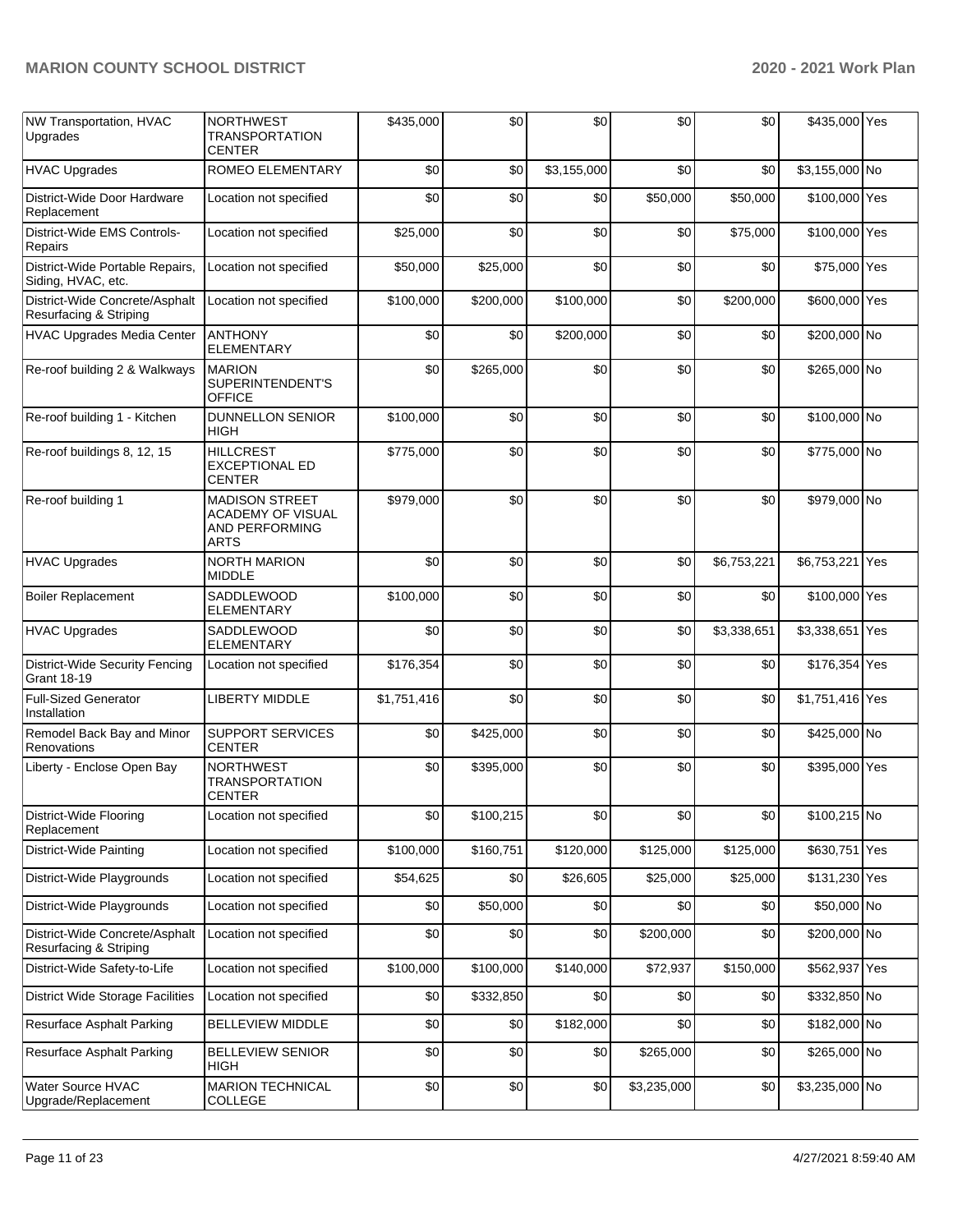| NW Transportation, HVAC Upgrades | NORTHWEST TRANSPORTATION CENTER | $435,000 | $0 | $0 | $0 | $0 | $435,000 | Yes |
|---|---|---|---|---|---|---|---|---|
| HVAC Upgrades | ROMEO ELEMENTARY | $0 | $0 | $3,155,000 | $0 | $0 | $3,155,000 | No |
| District-Wide Door Hardware Replacement | Location not specified | $0 | $0 | $0 | $50,000 | $50,000 | $100,000 | Yes |
| District-Wide EMS Controls-Repairs | Location not specified | $25,000 | $0 | $0 | $0 | $75,000 | $100,000 | Yes |
| District-Wide Portable Repairs, Siding, HVAC, etc. | Location not specified | $50,000 | $25,000 | $0 | $0 | $0 | $75,000 | Yes |
| District-Wide Concrete/Asphalt Resurfacing & Striping | Location not specified | $100,000 | $200,000 | $100,000 | $0 | $200,000 | $600,000 | Yes |
| HVAC Upgrades Media Center | ANTHONY ELEMENTARY | $0 | $0 | $200,000 | $0 | $0 | $200,000 | No |
| Re-roof building 2 & Walkways | MARION SUPERINTENDENT'S OFFICE | $0 | $265,000 | $0 | $0 | $0 | $265,000 | No |
| Re-roof building 1 - Kitchen | DUNNELLON SENIOR HIGH | $100,000 | $0 | $0 | $0 | $0 | $100,000 | No |
| Re-roof buildings 8, 12, 15 | HILLCREST EXCEPTIONAL ED CENTER | $775,000 | $0 | $0 | $0 | $0 | $775,000 | No |
| Re-roof building 1 | MADISON STREET ACADEMY OF VISUAL AND PERFORMING ARTS | $979,000 | $0 | $0 | $0 | $0 | $979,000 | No |
| HVAC Upgrades | NORTH MARION MIDDLE | $0 | $0 | $0 | $0 | $6,753,221 | $6,753,221 | Yes |
| Boiler Replacement | SADDLEWOOD ELEMENTARY | $100,000 | $0 | $0 | $0 | $0 | $100,000 | Yes |
| HVAC Upgrades | SADDLEWOOD ELEMENTARY | $0 | $0 | $0 | $0 | $3,338,651 | $3,338,651 | Yes |
| District-Wide Security Fencing Grant 18-19 | Location not specified | $176,354 | $0 | $0 | $0 | $0 | $176,354 | Yes |
| Full-Sized Generator Installation | LIBERTY MIDDLE | $1,751,416 | $0 | $0 | $0 | $0 | $1,751,416 | Yes |
| Remodel Back Bay and Minor Renovations | SUPPORT SERVICES CENTER | $0 | $425,000 | $0 | $0 | $0 | $425,000 | No |
| Liberty - Enclose Open Bay | NORTHWEST TRANSPORTATION CENTER | $0 | $395,000 | $0 | $0 | $0 | $395,000 | Yes |
| District-Wide Flooring Replacement | Location not specified | $0 | $100,215 | $0 | $0 | $0 | $100,215 | No |
| District-Wide Painting | Location not specified | $100,000 | $160,751 | $120,000 | $125,000 | $125,000 | $630,751 | Yes |
| District-Wide Playgrounds | Location not specified | $54,625 | $0 | $26,605 | $25,000 | $25,000 | $131,230 | Yes |
| District-Wide Playgrounds | Location not specified | $0 | $50,000 | $0 | $0 | $0 | $50,000 | No |
| District-Wide Concrete/Asphalt Resurfacing & Striping | Location not specified | $0 | $0 | $0 | $200,000 | $0 | $200,000 | No |
| District-Wide Safety-to-Life | Location not specified | $100,000 | $100,000 | $140,000 | $72,937 | $150,000 | $562,937 | Yes |
| District Wide Storage Facilities | Location not specified | $0 | $332,850 | $0 | $0 | $0 | $332,850 | No |
| Resurface Asphalt Parking | BELLEVIEW MIDDLE | $0 | $0 | $182,000 | $0 | $0 | $182,000 | No |
| Resurface Asphalt Parking | BELLEVIEW SENIOR HIGH | $0 | $0 | $0 | $265,000 | $0 | $265,000 | No |
| Water Source HVAC Upgrade/Replacement | MARION TECHNICAL COLLEGE | $0 | $0 | $0 | $3,235,000 | $0 | $3,235,000 | No |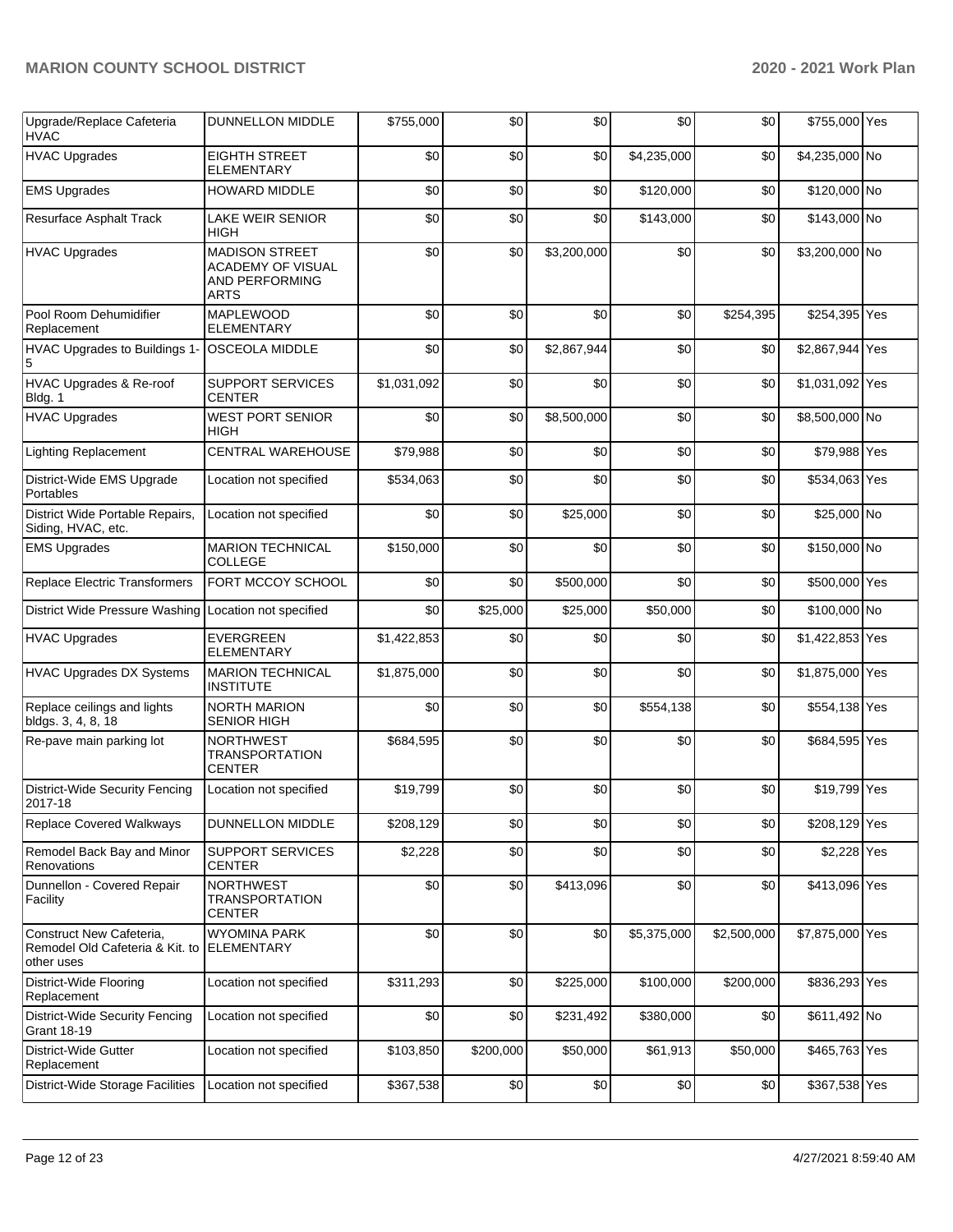| Upgrade/Replace Cafeteria HVAC | DUNNELLON MIDDLE | $755,000 | $0 | $0 | $0 | $0 | $755,000 | Yes |
|---|---|---|---|---|---|---|---|---|
| HVAC Upgrades | EIGHTH STREET ELEMENTARY | $0 | $0 | $0 | $4,235,000 | $0 | $4,235,000 | No |
| EMS Upgrades | HOWARD MIDDLE | $0 | $0 | $0 | $120,000 | $0 | $120,000 | No |
| Resurface Asphalt Track | LAKE WEIR SENIOR HIGH | $0 | $0 | $0 | $143,000 | $0 | $143,000 | No |
| HVAC Upgrades | MADISON STREET ACADEMY OF VISUAL AND PERFORMING ARTS | $0 | $0 | $3,200,000 | $0 | $0 | $3,200,000 | No |
| Pool Room Dehumidifier Replacement | MAPLEWOOD ELEMENTARY | $0 | $0 | $0 | $0 | $254,395 | $254,395 | Yes |
| HVAC Upgrades to Buildings 1-5 | OSCEOLA MIDDLE | $0 | $0 | $2,867,944 | $0 | $0 | $2,867,944 | Yes |
| HVAC Upgrades & Re-roof Bldg. 1 | SUPPORT SERVICES CENTER | $1,031,092 | $0 | $0 | $0 | $0 | $1,031,092 | Yes |
| HVAC Upgrades | WEST PORT SENIOR HIGH | $0 | $0 | $8,500,000 | $0 | $0 | $8,500,000 | No |
| Lighting Replacement | CENTRAL WAREHOUSE | $79,988 | $0 | $0 | $0 | $0 | $79,988 | Yes |
| District-Wide EMS Upgrade Portables | Location not specified | $534,063 | $0 | $0 | $0 | $0 | $534,063 | Yes |
| District Wide Portable Repairs, Siding, HVAC, etc. | Location not specified | $0 | $0 | $25,000 | $0 | $0 | $25,000 | No |
| EMS Upgrades | MARION TECHNICAL COLLEGE | $150,000 | $0 | $0 | $0 | $0 | $150,000 | No |
| Replace Electric Transformers | FORT MCCOY SCHOOL | $0 | $0 | $500,000 | $0 | $0 | $500,000 | Yes |
| District Wide Pressure Washing | Location not specified | $0 | $25,000 | $25,000 | $50,000 | $0 | $100,000 | No |
| HVAC Upgrades | EVERGREEN ELEMENTARY | $1,422,853 | $0 | $0 | $0 | $0 | $1,422,853 | Yes |
| HVAC Upgrades DX Systems | MARION TECHNICAL INSTITUTE | $1,875,000 | $0 | $0 | $0 | $0 | $1,875,000 | Yes |
| Replace ceilings and lights bldgs. 3, 4, 8, 18 | NORTH MARION SENIOR HIGH | $0 | $0 | $0 | $554,138 | $0 | $554,138 | Yes |
| Re-pave main parking lot | NORTHWEST TRANSPORTATION CENTER | $684,595 | $0 | $0 | $0 | $0 | $684,595 | Yes |
| District-Wide Security Fencing 2017-18 | Location not specified | $19,799 | $0 | $0 | $0 | $0 | $19,799 | Yes |
| Replace Covered Walkways | DUNNELLON MIDDLE | $208,129 | $0 | $0 | $0 | $0 | $208,129 | Yes |
| Remodel Back Bay and Minor Renovations | SUPPORT SERVICES CENTER | $2,228 | $0 | $0 | $0 | $0 | $2,228 | Yes |
| Dunnellon - Covered Repair Facility | NORTHWEST TRANSPORTATION CENTER | $0 | $0 | $413,096 | $0 | $0 | $413,096 | Yes |
| Construct New Cafeteria, Remodel Old Cafeteria & Kit. to other uses | WYOMINA PARK ELEMENTARY | $0 | $0 | $0 | $5,375,000 | $2,500,000 | $7,875,000 | Yes |
| District-Wide Flooring Replacement | Location not specified | $311,293 | $0 | $225,000 | $100,000 | $200,000 | $836,293 | Yes |
| District-Wide Security Fencing Grant 18-19 | Location not specified | $0 | $0 | $231,492 | $380,000 | $0 | $611,492 | No |
| District-Wide Gutter Replacement | Location not specified | $103,850 | $200,000 | $50,000 | $61,913 | $50,000 | $465,763 | Yes |
| District-Wide Storage Facilities | Location not specified | $367,538 | $0 | $0 | $0 | $0 | $367,538 | Yes |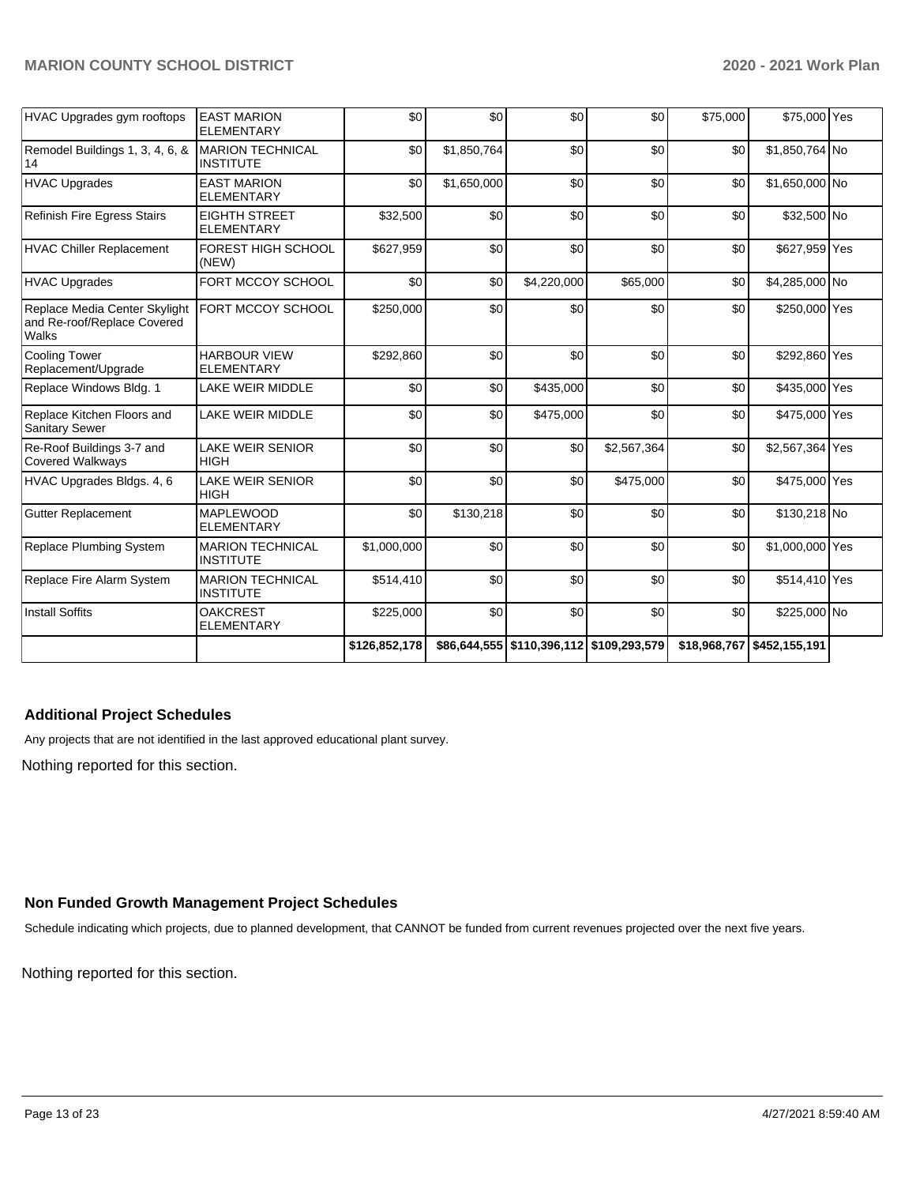| | | | | | | | | |
|---|---|---|---|---|---|---|---|---|
| HVAC Upgrades gym rooftops | EAST MARION ELEMENTARY | $0 | $0 | $0 | $0 | $75,000 | $75,000 | Yes |
| Remodel Buildings 1, 3, 4, 6, & 14 | MARION TECHNICAL INSTITUTE | $0 | $1,850,764 | $0 | $0 | $0 | $1,850,764 | No |
| HVAC Upgrades | EAST MARION ELEMENTARY | $0 | $1,650,000 | $0 | $0 | $0 | $1,650,000 | No |
| Refinish Fire Egress Stairs | EIGHTH STREET ELEMENTARY | $32,500 | $0 | $0 | $0 | $0 | $32,500 | No |
| HVAC Chiller Replacement | FOREST HIGH SCHOOL (NEW) | $627,959 | $0 | $0 | $0 | $0 | $627,959 | Yes |
| HVAC Upgrades | FORT MCCOY SCHOOL | $0 | $0 | $4,220,000 | $65,000 | $0 | $4,285,000 | No |
| Replace Media Center Skylight and Re-roof/Replace Covered Walks | FORT MCCOY SCHOOL | $250,000 | $0 | $0 | $0 | $0 | $250,000 | Yes |
| Cooling Tower Replacement/Upgrade | HARBOUR VIEW ELEMENTARY | $292,860 | $0 | $0 | $0 | $0 | $292,860 | Yes |
| Replace Windows Bldg. 1 | LAKE WEIR MIDDLE | $0 | $0 | $435,000 | $0 | $0 | $435,000 | Yes |
| Replace Kitchen Floors and Sanitary Sewer | LAKE WEIR MIDDLE | $0 | $0 | $475,000 | $0 | $0 | $475,000 | Yes |
| Re-Roof Buildings 3-7 and Covered Walkways | LAKE WEIR SENIOR HIGH | $0 | $0 | $0 | $2,567,364 | $0 | $2,567,364 | Yes |
| HVAC Upgrades Bldgs. 4, 6 | LAKE WEIR SENIOR HIGH | $0 | $0 | $0 | $475,000 | $0 | $475,000 | Yes |
| Gutter Replacement | MAPLEWOOD ELEMENTARY | $0 | $130,218 | $0 | $0 | $0 | $130,218 | No |
| Replace Plumbing System | MARION TECHNICAL INSTITUTE | $1,000,000 | $0 | $0 | $0 | $0 | $1,000,000 | Yes |
| Replace Fire Alarm System | MARION TECHNICAL INSTITUTE | $514,410 | $0 | $0 | $0 | $0 | $514,410 | Yes |
| Install Soffits | OAKCREST ELEMENTARY | $225,000 | $0 | $0 | $0 | $0 | $225,000 | No |
| | | $126,852,178 | $86,644,555 | $110,396,112 | $109,293,579 | $18,968,767 | $452,155,191 | |

### Additional Project Schedules

Any projects that are not identified in the last approved educational plant survey.

Nothing reported for this section.

### Non Funded Growth Management Project Schedules

Schedule indicating which projects, due to planned development, that CANNOT be funded from current revenues projected over the next five years.

Nothing reported for this section.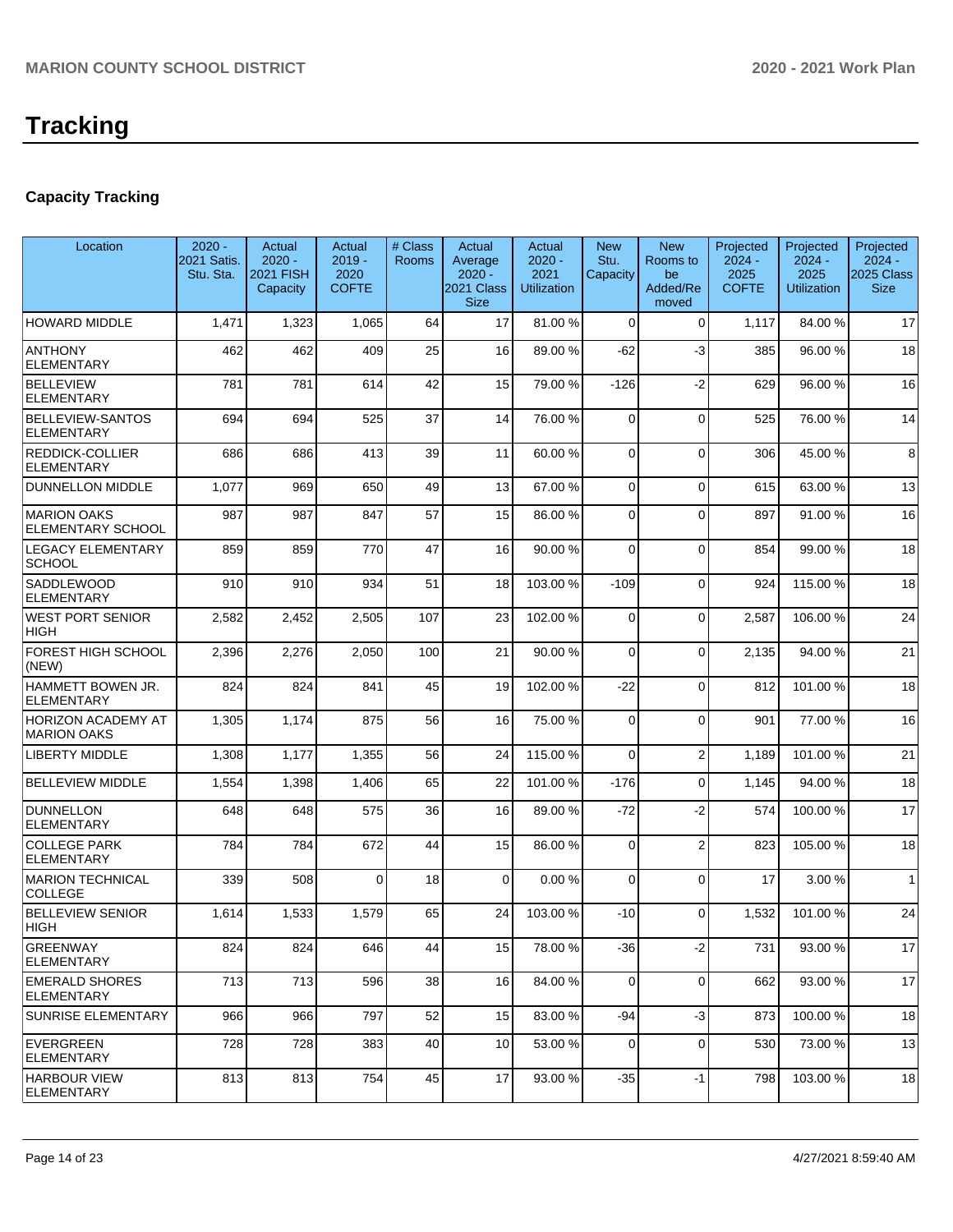# Tracking

## Capacity Tracking

| Location | 2020 - 2021 Satis. Stu. Sta. | Actual 2020 - 2021 FISH Capacity | Actual 2019 - 2020 COFTE | # Class Rooms | Actual Average 2020 - 2021 Class Size | Actual 2020 - 2021 Utilization | New Stu. Capacity | New Rooms to be Added/Removed | Projected 2024 - 2025 COFTE | Projected 2024 - 2025 Utilization | Projected 2024 - 2025 Class Size |
|---|---|---|---|---|---|---|---|---|---|---|---|
| HOWARD MIDDLE | 1,471 | 1,323 | 1,065 | 64 | 17 | 81.00 % | 0 | 0 | 1,117 | 84.00 % | 17 |
| ANTHONY ELEMENTARY | 462 | 462 | 409 | 25 | 16 | 89.00 % | -62 | -3 | 385 | 96.00 % | 18 |
| BELLEVIEW ELEMENTARY | 781 | 781 | 614 | 42 | 15 | 79.00 % | -126 | -2 | 629 | 96.00 % | 16 |
| BELLEVIEW-SANTOS ELEMENTARY | 694 | 694 | 525 | 37 | 14 | 76.00 % | 0 | 0 | 525 | 76.00 % | 14 |
| REDDICK-COLLIER ELEMENTARY | 686 | 686 | 413 | 39 | 11 | 60.00 % | 0 | 0 | 306 | 45.00 % | 8 |
| DUNNELLON MIDDLE | 1,077 | 969 | 650 | 49 | 13 | 67.00 % | 0 | 0 | 615 | 63.00 % | 13 |
| MARION OAKS ELEMENTARY SCHOOL | 987 | 987 | 847 | 57 | 15 | 86.00 % | 0 | 0 | 897 | 91.00 % | 16 |
| LEGACY ELEMENTARY SCHOOL | 859 | 859 | 770 | 47 | 16 | 90.00 % | 0 | 0 | 854 | 99.00 % | 18 |
| SADDLEWOOD ELEMENTARY | 910 | 910 | 934 | 51 | 18 | 103.00 % | -109 | 0 | 924 | 115.00 % | 18 |
| WEST PORT SENIOR HIGH | 2,582 | 2,452 | 2,505 | 107 | 23 | 102.00 % | 0 | 0 | 2,587 | 106.00 % | 24 |
| FOREST HIGH SCHOOL (NEW) | 2,396 | 2,276 | 2,050 | 100 | 21 | 90.00 % | 0 | 0 | 2,135 | 94.00 % | 21 |
| HAMMETT BOWEN JR. ELEMENTARY | 824 | 824 | 841 | 45 | 19 | 102.00 % | -22 | 0 | 812 | 101.00 % | 18 |
| HORIZON ACADEMY AT MARION OAKS | 1,305 | 1,174 | 875 | 56 | 16 | 75.00 % | 0 | 0 | 901 | 77.00 % | 16 |
| LIBERTY MIDDLE | 1,308 | 1,177 | 1,355 | 56 | 24 | 115.00 % | 0 | 2 | 1,189 | 101.00 % | 21 |
| BELLEVIEW MIDDLE | 1,554 | 1,398 | 1,406 | 65 | 22 | 101.00 % | -176 | 0 | 1,145 | 94.00 % | 18 |
| DUNNELLON ELEMENTARY | 648 | 648 | 575 | 36 | 16 | 89.00 % | -72 | -2 | 574 | 100.00 % | 17 |
| COLLEGE PARK ELEMENTARY | 784 | 784 | 672 | 44 | 15 | 86.00 % | 0 | 2 | 823 | 105.00 % | 18 |
| MARION TECHNICAL COLLEGE | 339 | 508 | 0 | 18 | 0 | 0.00 % | 0 | 0 | 17 | 3.00 % | 1 |
| BELLEVIEW SENIOR HIGH | 1,614 | 1,533 | 1,579 | 65 | 24 | 103.00 % | -10 | 0 | 1,532 | 101.00 % | 24 |
| GREENWAY ELEMENTARY | 824 | 824 | 646 | 44 | 15 | 78.00 % | -36 | -2 | 731 | 93.00 % | 17 |
| EMERALD SHORES ELEMENTARY | 713 | 713 | 596 | 38 | 16 | 84.00 % | 0 | 0 | 662 | 93.00 % | 17 |
| SUNRISE ELEMENTARY | 966 | 966 | 797 | 52 | 15 | 83.00 % | -94 | -3 | 873 | 100.00 % | 18 |
| EVERGREEN ELEMENTARY | 728 | 728 | 383 | 40 | 10 | 53.00 % | 0 | 0 | 530 | 73.00 % | 13 |
| HARBOUR VIEW ELEMENTARY | 813 | 813 | 754 | 45 | 17 | 93.00 % | -35 | -1 | 798 | 103.00 % | 18 |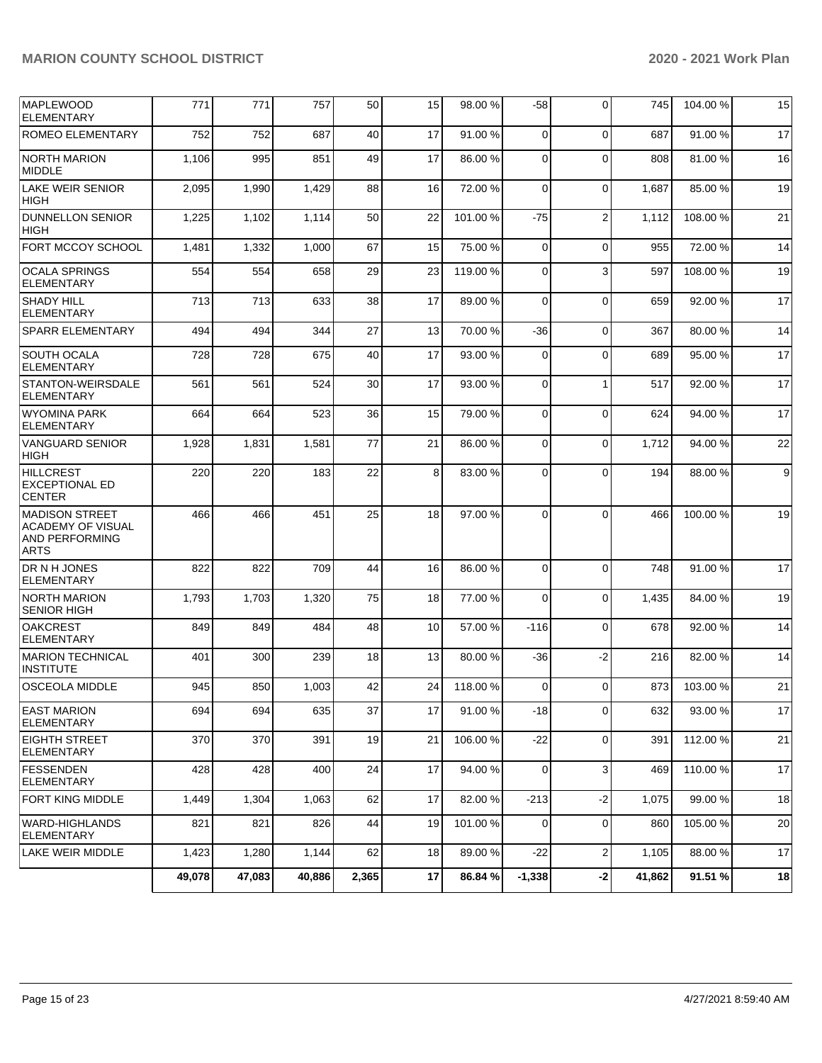| | | | | | | | | | | | |
|---|---|---|---|---|---|---|---|---|---|---|---|
| MAPLEWOOD ELEMENTARY | 771 | 771 | 757 | 50 | 15 | 98.00 % | -58 | 0 | 745 | 104.00 % | 15 |
| ROMEO ELEMENTARY | 752 | 752 | 687 | 40 | 17 | 91.00 % | 0 | 0 | 687 | 91.00 % | 17 |
| NORTH MARION MIDDLE | 1,106 | 995 | 851 | 49 | 17 | 86.00 % | 0 | 0 | 808 | 81.00 % | 16 |
| LAKE WEIR SENIOR HIGH | 2,095 | 1,990 | 1,429 | 88 | 16 | 72.00 % | 0 | 0 | 1,687 | 85.00 % | 19 |
| DUNNELLON SENIOR HIGH | 1,225 | 1,102 | 1,114 | 50 | 22 | 101.00 % | -75 | 2 | 1,112 | 108.00 % | 21 |
| FORT MCCOY SCHOOL | 1,481 | 1,332 | 1,000 | 67 | 15 | 75.00 % | 0 | 0 | 955 | 72.00 % | 14 |
| OCALA SPRINGS ELEMENTARY | 554 | 554 | 658 | 29 | 23 | 119.00 % | 0 | 3 | 597 | 108.00 % | 19 |
| SHADY HILL ELEMENTARY | 713 | 713 | 633 | 38 | 17 | 89.00 % | 0 | 0 | 659 | 92.00 % | 17 |
| SPARR ELEMENTARY | 494 | 494 | 344 | 27 | 13 | 70.00 % | -36 | 0 | 367 | 80.00 % | 14 |
| SOUTH OCALA ELEMENTARY | 728 | 728 | 675 | 40 | 17 | 93.00 % | 0 | 0 | 689 | 95.00 % | 17 |
| STANTON-WEIRSDALE ELEMENTARY | 561 | 561 | 524 | 30 | 17 | 93.00 % | 0 | 1 | 517 | 92.00 % | 17 |
| WYOMINA PARK ELEMENTARY | 664 | 664 | 523 | 36 | 15 | 79.00 % | 0 | 0 | 624 | 94.00 % | 17 |
| VANGUARD SENIOR HIGH | 1,928 | 1,831 | 1,581 | 77 | 21 | 86.00 % | 0 | 0 | 1,712 | 94.00 % | 22 |
| HILLCREST EXCEPTIONAL ED CENTER | 220 | 220 | 183 | 22 | 8 | 83.00 % | 0 | 0 | 194 | 88.00 % | 9 |
| MADISON STREET ACADEMY OF VISUAL AND PERFORMING ARTS | 466 | 466 | 451 | 25 | 18 | 97.00 % | 0 | 0 | 466 | 100.00 % | 19 |
| DR N H JONES ELEMENTARY | 822 | 822 | 709 | 44 | 16 | 86.00 % | 0 | 0 | 748 | 91.00 % | 17 |
| NORTH MARION SENIOR HIGH | 1,793 | 1,703 | 1,320 | 75 | 18 | 77.00 % | 0 | 0 | 1,435 | 84.00 % | 19 |
| OAKCREST ELEMENTARY | 849 | 849 | 484 | 48 | 10 | 57.00 % | -116 | 0 | 678 | 92.00 % | 14 |
| MARION TECHNICAL INSTITUTE | 401 | 300 | 239 | 18 | 13 | 80.00 % | -36 | -2 | 216 | 82.00 % | 14 |
| OSCEOLA MIDDLE | 945 | 850 | 1,003 | 42 | 24 | 118.00 % | 0 | 0 | 873 | 103.00 % | 21 |
| EAST MARION ELEMENTARY | 694 | 694 | 635 | 37 | 17 | 91.00 % | -18 | 0 | 632 | 93.00 % | 17 |
| EIGHTH STREET ELEMENTARY | 370 | 370 | 391 | 19 | 21 | 106.00 % | -22 | 0 | 391 | 112.00 % | 21 |
| FESSENDEN ELEMENTARY | 428 | 428 | 400 | 24 | 17 | 94.00 % | 0 | 3 | 469 | 110.00 % | 17 |
| FORT KING MIDDLE | 1,449 | 1,304 | 1,063 | 62 | 17 | 82.00 % | -213 | -2 | 1,075 | 99.00 % | 18 |
| WARD-HIGHLANDS ELEMENTARY | 821 | 821 | 826 | 44 | 19 | 101.00 % | 0 | 0 | 860 | 105.00 % | 20 |
| LAKE WEIR MIDDLE | 1,423 | 1,280 | 1,144 | 62 | 18 | 89.00 % | -22 | 2 | 1,105 | 88.00 % | 17 |
| | **49,078** | **47,083** | **40,886** | **2,365** | **17** | **86.84 %** | **-1,338** | **-2** | **41,862** | **91.51 %** | **18** |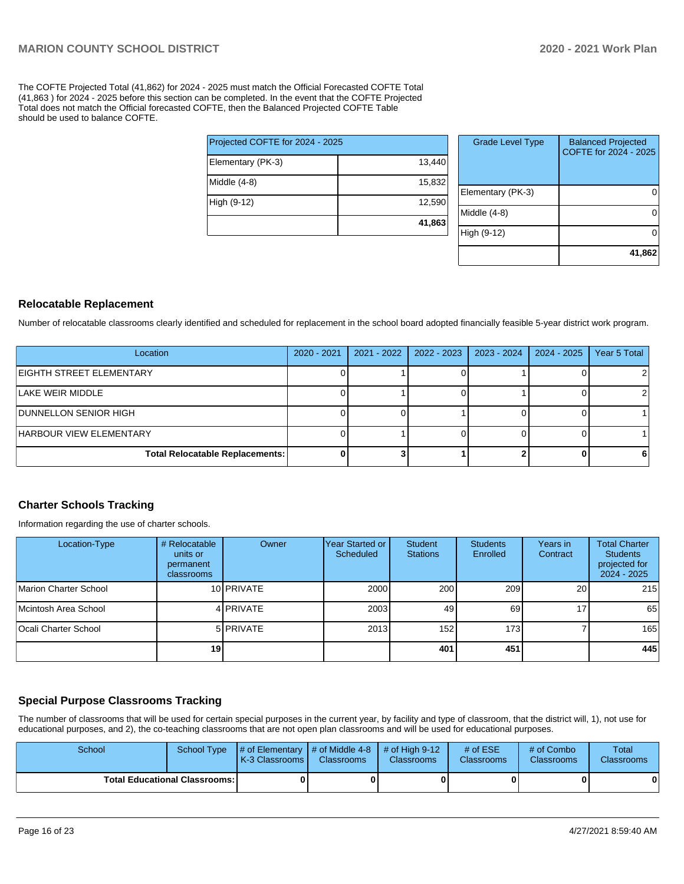The COFTE Projected Total (41,862) for 2024 - 2025 must match the Official Forecasted COFTE Total (41,863 ) for 2024 - 2025 before this section can be completed. In the event that the COFTE Projected Total does not match the Official forecasted COFTE, then the Balanced Projected COFTE Table should be used to balance COFTE.

| Projected COFTE for 2024 - 2025 | |
|---|---|
| Elementary (PK-3) | 13,440 |
| Middle (4-8) | 15,832 |
| High (9-12) | 12,590 |
| | **41,863** |

| Grade Level Type | Balanced Projected COFTE for 2024 - 2025 |
|---|---|
| Elementary (PK-3) | 0 |
| Middle (4-8) | 0 |
| High (9-12) | 0 |
| | **41,862** |

## Relocatable Replacement

Number of relocatable classrooms clearly identified and scheduled for replacement in the school board adopted financially feasible 5-year district work program.

| Location | 2020 - 2021 | 2021 - 2022 | 2022 - 2023 | 2023 - 2024 | 2024 - 2025 | Year 5 Total |
|---|---|---|---|---|---|---|
| EIGHTH STREET ELEMENTARY | 0 | 1 | 0 | 1 | 0 | 2 |
| LAKE WEIR MIDDLE | 0 | 1 | 0 | 1 | 0 | 2 |
| DUNNELLON SENIOR HIGH | 0 | 0 | 1 | 0 | 0 | 1 |
| HARBOUR VIEW ELEMENTARY | 0 | 1 | 0 | 0 | 0 | 1 |
| **Total Relocatable Replacements:** | **0** | **3** | **1** | **2** | **0** | **6** |

## Charter Schools Tracking

Information regarding the use of charter schools.

| Location-Type | # Relocatable units or permanent classrooms | Owner | Year Started or Scheduled | Student Stations | Students Enrolled | Years in Contract | Total Charter Students projected for 2024 - 2025 |
|---|---|---|---|---|---|---|---|
| Marion Charter School | 10 | PRIVATE | 2000 | 200 | 209 | 20 | 215 |
| Mcintosh Area School | 4 | PRIVATE | 2003 | 49 | 69 | 17 | 65 |
| Ocali Charter School | 5 | PRIVATE | 2013 | 152 | 173 | 7 | 165 |
| | **19** | | | **401** | **451** | | **445** |

## Special Purpose Classrooms Tracking

The number of classrooms that will be used for certain special purposes in the current year, by facility and type of classroom, that the district will, 1), not use for educational purposes, and 2), the co-teaching classrooms that are not open plan classrooms and will be used for educational purposes.

| School | School Type | # of Elementary K-3 Classrooms | # of Middle 4-8 Classrooms | # of High 9-12 Classrooms | # of ESE Classrooms | # of Combo Classrooms | Total Classrooms |
|---|---|---|---|---|---|---|---|
| **Total Educational Classrooms:** | | **0** | **0** | **0** | **0** | **0** | **0** |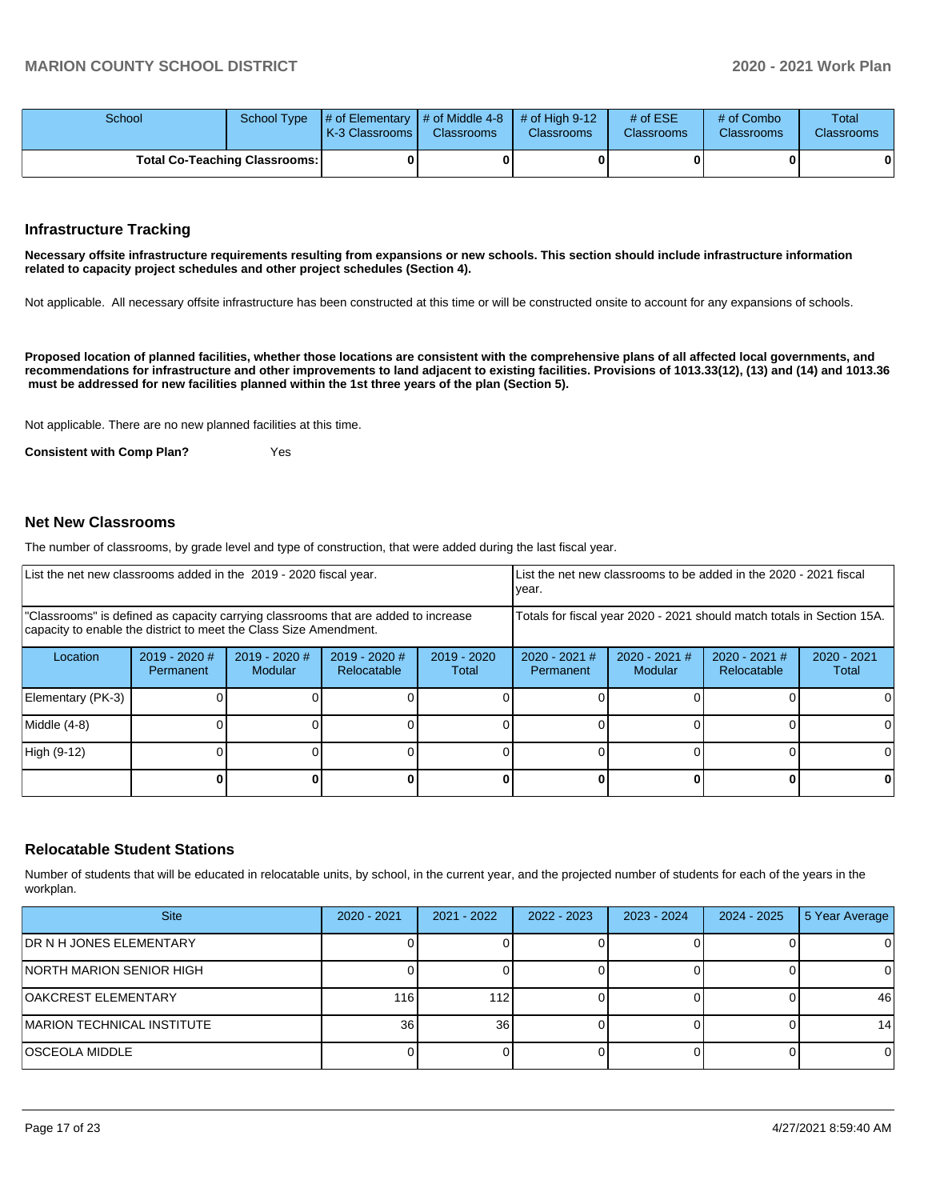| School | School Type | # of Elementary K-3 Classrooms | # of Middle 4-8 Classrooms | # of High 9-12 Classrooms | # of ESE Classrooms | # of Combo Classrooms | Total Classrooms |
|---|---|---|---|---|---|---|---|
| **Total Co-Teaching Classrooms:** | | **0** | **0** | **0** | **0** | **0** | **0** |

## Infrastructure Tracking

**Necessary offsite infrastructure requirements resulting from expansions or new schools. This section should include infrastructure information related to capacity project schedules and other project schedules (Section 4).**

Not applicable. All necessary offsite infrastructure has been constructed at this time or will be constructed onsite to account for any expansions of schools.

**Proposed location of planned facilities, whether those locations are consistent with the comprehensive plans of all affected local governments, and recommendations for infrastructure and other improvements to land adjacent to existing facilities. Provisions of 1013.33(12), (13) and (14) and 1013.36 must be addressed for new facilities planned within the 1st three years of the plan (Section 5).**

Not applicable. There are no new planned facilities at this time.

**Consistent with Comp Plan?** Yes

## Net New Classrooms

The number of classrooms, by grade level and type of construction, that were added during the last fiscal year.

| List the net new classrooms added in the 2019 - 2020 fiscal year. | | | | | List the net new classrooms to be added in the 2020 - 2021 fiscal year. | | | |
|---|---|---|---|---|---|---|---|---|
| "Classrooms" is defined as capacity carrying classrooms that are added to increase capacity to enable the district to meet the Class Size Amendment. | | | | | Totals for fiscal year 2020 - 2021 should match totals in Section 15A. | | | |
| Location | 2019 - 2020 # Permanent | 2019 - 2020 # Modular | 2019 - 2020 # Relocatable | 2019 - 2020 Total | 2020 - 2021 # Permanent | 2020 - 2021 # Modular | 2020 - 2021 # Relocatable | 2020 - 2021 Total |
| Elementary (PK-3) | 0 | 0 | 0 | 0 | 0 | 0 | 0 | 0 |
| Middle (4-8) | 0 | 0 | 0 | 0 | 0 | 0 | 0 | 0 |
| High (9-12) | 0 | 0 | 0 | 0 | 0 | 0 | 0 | 0 |
| | **0** | **0** | **0** | **0** | **0** | **0** | **0** | **0** |

## Relocatable Student Stations

Number of students that will be educated in relocatable units, by school, in the current year, and the projected number of students for each of the years in the workplan.

| Site | 2020 - 2021 | 2021 - 2022 | 2022 - 2023 | 2023 - 2024 | 2024 - 2025 | 5 Year Average |
|---|---|---|---|---|---|---|
| DR N H JONES ELEMENTARY | 0 | 0 | 0 | 0 | 0 | 0 |
| NORTH MARION SENIOR HIGH | 0 | 0 | 0 | 0 | 0 | 0 |
| OAKCREST ELEMENTARY | 116 | 112 | 0 | 0 | 0 | 46 |
| MARION TECHNICAL INSTITUTE | 36 | 36 | 0 | 0 | 0 | 14 |
| OSCEOLA MIDDLE | 0 | 0 | 0 | 0 | 0 | 0 |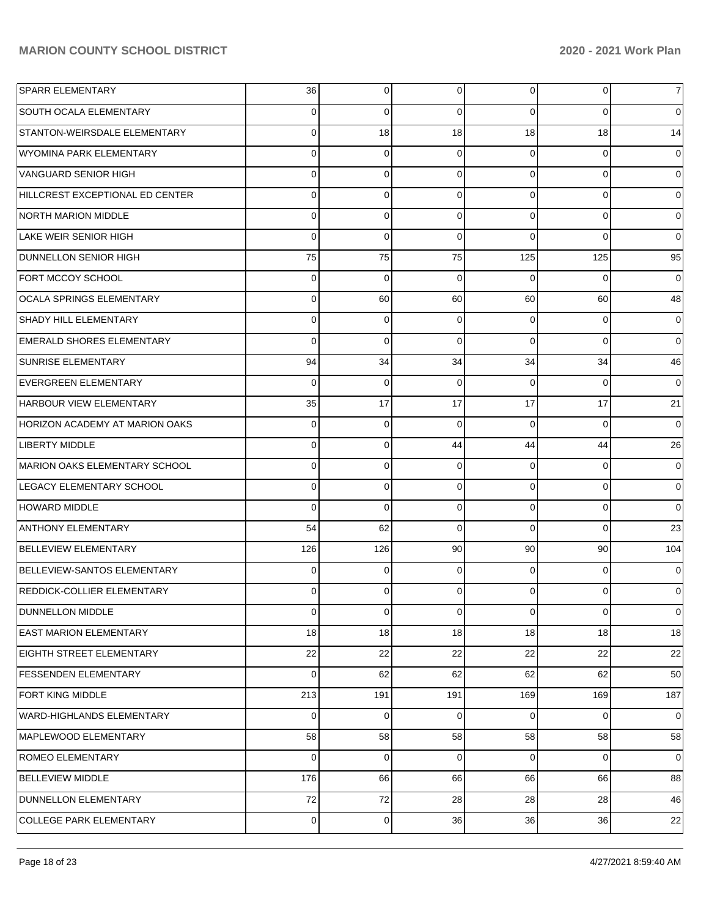| | | | | | | |
|---|---|---|---|---|---|---|
| SPARR ELEMENTARY | 36 | 0 | 0 | 0 | 0 | 7 |
| SOUTH OCALA ELEMENTARY | 0 | 0 | 0 | 0 | 0 | 0 |
| STANTON-WEIRSDALE ELEMENTARY | 0 | 18 | 18 | 18 | 18 | 14 |
| WYOMINA PARK ELEMENTARY | 0 | 0 | 0 | 0 | 0 | 0 |
| VANGUARD SENIOR HIGH | 0 | 0 | 0 | 0 | 0 | 0 |
| HILLCREST EXCEPTIONAL ED CENTER | 0 | 0 | 0 | 0 | 0 | 0 |
| NORTH MARION MIDDLE | 0 | 0 | 0 | 0 | 0 | 0 |
| LAKE WEIR SENIOR HIGH | 0 | 0 | 0 | 0 | 0 | 0 |
| DUNNELLON SENIOR HIGH | 75 | 75 | 75 | 125 | 125 | 95 |
| FORT MCCOY SCHOOL | 0 | 0 | 0 | 0 | 0 | 0 |
| OCALA SPRINGS ELEMENTARY | 0 | 60 | 60 | 60 | 60 | 48 |
| SHADY HILL ELEMENTARY | 0 | 0 | 0 | 0 | 0 | 0 |
| EMERALD SHORES ELEMENTARY | 0 | 0 | 0 | 0 | 0 | 0 |
| SUNRISE ELEMENTARY | 94 | 34 | 34 | 34 | 34 | 46 |
| EVERGREEN ELEMENTARY | 0 | 0 | 0 | 0 | 0 | 0 |
| HARBOUR VIEW ELEMENTARY | 35 | 17 | 17 | 17 | 17 | 21 |
| HORIZON ACADEMY AT MARION OAKS | 0 | 0 | 0 | 0 | 0 | 0 |
| LIBERTY MIDDLE | 0 | 0 | 44 | 44 | 44 | 26 |
| MARION OAKS ELEMENTARY SCHOOL | 0 | 0 | 0 | 0 | 0 | 0 |
| LEGACY ELEMENTARY SCHOOL | 0 | 0 | 0 | 0 | 0 | 0 |
| HOWARD MIDDLE | 0 | 0 | 0 | 0 | 0 | 0 |
| ANTHONY ELEMENTARY | 54 | 62 | 0 | 0 | 0 | 23 |
| BELLEVIEW ELEMENTARY | 126 | 126 | 90 | 90 | 90 | 104 |
| BELLEVIEW-SANTOS ELEMENTARY | 0 | 0 | 0 | 0 | 0 | 0 |
| REDDICK-COLLIER ELEMENTARY | 0 | 0 | 0 | 0 | 0 | 0 |
| DUNNELLON MIDDLE | 0 | 0 | 0 | 0 | 0 | 0 |
| EAST MARION ELEMENTARY | 18 | 18 | 18 | 18 | 18 | 18 |
| EIGHTH STREET ELEMENTARY | 22 | 22 | 22 | 22 | 22 | 22 |
| FESSENDEN ELEMENTARY | 0 | 62 | 62 | 62 | 62 | 50 |
| FORT KING MIDDLE | 213 | 191 | 191 | 169 | 169 | 187 |
| WARD-HIGHLANDS ELEMENTARY | 0 | 0 | 0 | 0 | 0 | 0 |
| MAPLEWOOD ELEMENTARY | 58 | 58 | 58 | 58 | 58 | 58 |
| ROMEO ELEMENTARY | 0 | 0 | 0 | 0 | 0 | 0 |
| BELLEVIEW MIDDLE | 176 | 66 | 66 | 66 | 66 | 88 |
| DUNNELLON ELEMENTARY | 72 | 72 | 28 | 28 | 28 | 46 |
| COLLEGE PARK ELEMENTARY | 0 | 0 | 36 | 36 | 36 | 22 |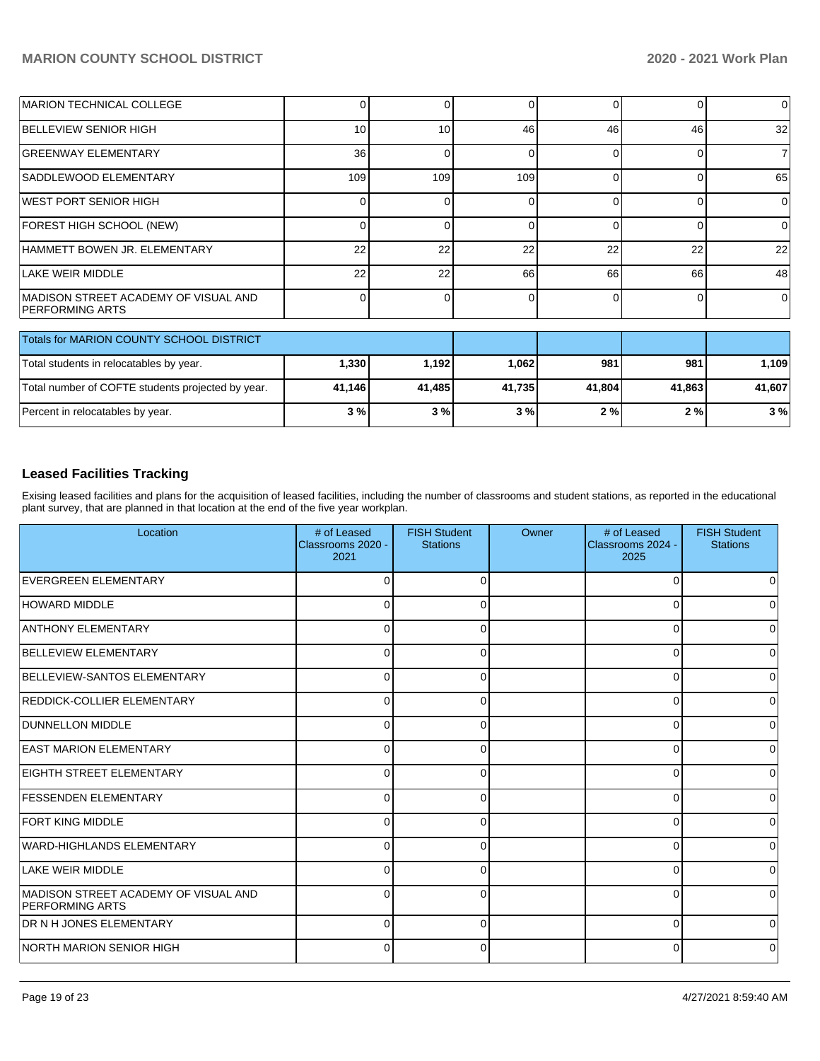| | | | | | | |
|---|---|---|---|---|---|---|
| MARION TECHNICAL COLLEGE | 0 | 0 | 0 | 0 | 0 | 0 |
| BELLEVIEW SENIOR HIGH | 10 | 10 | 46 | 46 | 46 | 32 |
| GREENWAY ELEMENTARY | 36 | 0 | 0 | 0 | 0 | 7 |
| SADDLEWOOD ELEMENTARY | 109 | 109 | 109 | 0 | 0 | 65 |
| WEST PORT SENIOR HIGH | 0 | 0 | 0 | 0 | 0 | 0 |
| FOREST HIGH SCHOOL (NEW) | 0 | 0 | 0 | 0 | 0 | 0 |
| HAMMETT BOWEN JR. ELEMENTARY | 22 | 22 | 22 | 22 | 22 | 22 |
| LAKE WEIR MIDDLE | 22 | 22 | 66 | 66 | 66 | 48 |
| MADISON STREET ACADEMY OF VISUAL AND PERFORMING ARTS | 0 | 0 | 0 | 0 | 0 | 0 |

| Totals for MARION COUNTY SCHOOL DISTRICT | | | | | | |
|---|---|---|---|---|---|---|
| Total students in relocatables by year. | **1,330** | **1,192** | **1,062** | **981** | **981** | **1,109** |
| Total number of COFTE students projected by year. | **41,146** | **41,485** | **41,735** | **41,804** | **41,863** | **41,607** |
| Percent in relocatables by year. | **3 %** | **3 %** | **3 %** | **2 %** | **2 %** | **3 %** |

## Leased Facilities Tracking

Exising leased facilities and plans for the acquisition of leased facilities, including the number of classrooms and student stations, as reported in the educational plant survey, that are planned in that location at the end of the five year workplan.

| Location | # of Leased Classrooms 2020 - 2021 | FISH Student Stations | Owner | # of Leased Classrooms 2024 - 2025 | FISH Student Stations |
|---|---|---|---|---|---|
| EVERGREEN ELEMENTARY | 0 | 0 | | 0 | 0 |
| HOWARD MIDDLE | 0 | 0 | | 0 | 0 |
| ANTHONY ELEMENTARY | 0 | 0 | | 0 | 0 |
| BELLEVIEW ELEMENTARY | 0 | 0 | | 0 | 0 |
| BELLEVIEW-SANTOS ELEMENTARY | 0 | 0 | | 0 | 0 |
| REDDICK-COLLIER ELEMENTARY | 0 | 0 | | 0 | 0 |
| DUNNELLON MIDDLE | 0 | 0 | | 0 | 0 |
| EAST MARION ELEMENTARY | 0 | 0 | | 0 | 0 |
| EIGHTH STREET ELEMENTARY | 0 | 0 | | 0 | 0 |
| FESSENDEN ELEMENTARY | 0 | 0 | | 0 | 0 |
| FORT KING MIDDLE | 0 | 0 | | 0 | 0 |
| WARD-HIGHLANDS ELEMENTARY | 0 | 0 | | 0 | 0 |
| LAKE WEIR MIDDLE | 0 | 0 | | 0 | 0 |
| MADISON STREET ACADEMY OF VISUAL AND PERFORMING ARTS | 0 | 0 | | 0 | 0 |
| DR N H JONES ELEMENTARY | 0 | 0 | | 0 | 0 |
| NORTH MARION SENIOR HIGH | 0 | 0 | | 0 | 0 |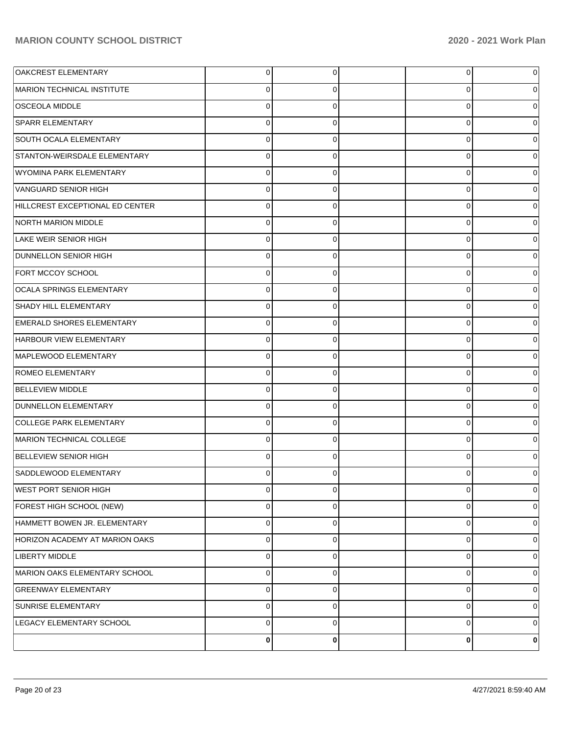| | | | | | |
|---|---|---|---|---|---|
| OAKCREST ELEMENTARY | 0 | 0 | | 0 | 0 |
| MARION TECHNICAL INSTITUTE | 0 | 0 | | 0 | 0 |
| OSCEOLA MIDDLE | 0 | 0 | | 0 | 0 |
| SPARR ELEMENTARY | 0 | 0 | | 0 | 0 |
| SOUTH OCALA ELEMENTARY | 0 | 0 | | 0 | 0 |
| STANTON-WEIRSDALE ELEMENTARY | 0 | 0 | | 0 | 0 |
| WYOMINA PARK ELEMENTARY | 0 | 0 | | 0 | 0 |
| VANGUARD SENIOR HIGH | 0 | 0 | | 0 | 0 |
| HILLCREST EXCEPTIONAL ED CENTER | 0 | 0 | | 0 | 0 |
| NORTH MARION MIDDLE | 0 | 0 | | 0 | 0 |
| LAKE WEIR SENIOR HIGH | 0 | 0 | | 0 | 0 |
| DUNNELLON SENIOR HIGH | 0 | 0 | | 0 | 0 |
| FORT MCCOY SCHOOL | 0 | 0 | | 0 | 0 |
| OCALA SPRINGS ELEMENTARY | 0 | 0 | | 0 | 0 |
| SHADY HILL ELEMENTARY | 0 | 0 | | 0 | 0 |
| EMERALD SHORES ELEMENTARY | 0 | 0 | | 0 | 0 |
| HARBOUR VIEW ELEMENTARY | 0 | 0 | | 0 | 0 |
| MAPLEWOOD ELEMENTARY | 0 | 0 | | 0 | 0 |
| ROMEO ELEMENTARY | 0 | 0 | | 0 | 0 |
| BELLEVIEW MIDDLE | 0 | 0 | | 0 | 0 |
| DUNNELLON ELEMENTARY | 0 | 0 | | 0 | 0 |
| COLLEGE PARK ELEMENTARY | 0 | 0 | | 0 | 0 |
| MARION TECHNICAL COLLEGE | 0 | 0 | | 0 | 0 |
| BELLEVIEW SENIOR HIGH | 0 | 0 | | 0 | 0 |
| SADDLEWOOD ELEMENTARY | 0 | 0 | | 0 | 0 |
| WEST PORT SENIOR HIGH | 0 | 0 | | 0 | 0 |
| FOREST HIGH SCHOOL (NEW) | 0 | 0 | | 0 | 0 |
| HAMMETT BOWEN JR. ELEMENTARY | 0 | 0 | | 0 | 0 |
| HORIZON ACADEMY AT MARION OAKS | 0 | 0 | | 0 | 0 |
| LIBERTY MIDDLE | 0 | 0 | | 0 | 0 |
| MARION OAKS ELEMENTARY SCHOOL | 0 | 0 | | 0 | 0 |
| GREENWAY ELEMENTARY | 0 | 0 | | 0 | 0 |
| SUNRISE ELEMENTARY | 0 | 0 | | 0 | 0 |
| LEGACY ELEMENTARY SCHOOL | 0 | 0 | | 0 | 0 |
| | **0** | **0** | | **0** | **0** |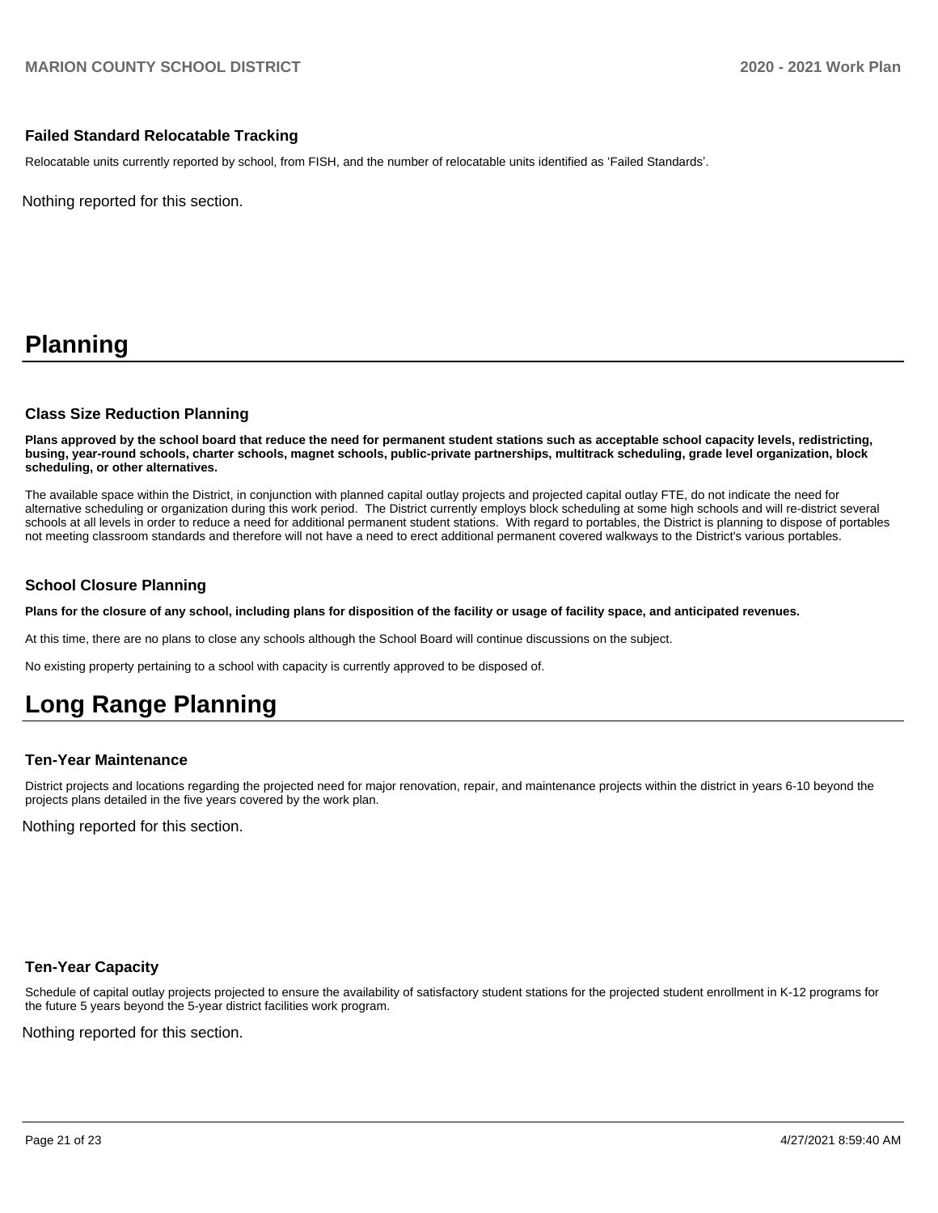### Failed Standard Relocatable Tracking

Relocatable units currently reported by school, from FISH, and the number of relocatable units identified as 'Failed Standards'.

Nothing reported for this section.

# Planning

### Class Size Reduction Planning

**Plans approved by the school board that reduce the need for permanent student stations such as acceptable school capacity levels, redistricting, busing, year-round schools, charter schools, magnet schools, public-private partnerships, multitrack scheduling, grade level organization, block scheduling, or other alternatives.**

The available space within the District, in conjunction with planned capital outlay projects and projected capital outlay FTE, do not indicate the need for alternative scheduling or organization during this work period. The District currently employs block scheduling at some high schools and will re-district several schools at all levels in order to reduce a need for additional permanent student stations. With regard to portables, the District is planning to dispose of portables not meeting classroom standards and therefore will not have a need to erect additional permanent covered walkways to the District's various portables.

### School Closure Planning

**Plans for the closure of any school, including plans for disposition of the facility or usage of facility space, and anticipated revenues.**

At this time, there are no plans to close any schools although the School Board will continue discussions on the subject.

No existing property pertaining to a school with capacity is currently approved to be disposed of.

# Long Range Planning

### Ten-Year Maintenance

District projects and locations regarding the projected need for major renovation, repair, and maintenance projects within the district in years 6-10 beyond the projects plans detailed in the five years covered by the work plan.

Nothing reported for this section.

### Ten-Year Capacity

Schedule of capital outlay projects projected to ensure the availability of satisfactory student stations for the projected student enrollment in K-12 programs for the future 5 years beyond the 5-year district facilities work program.

Nothing reported for this section.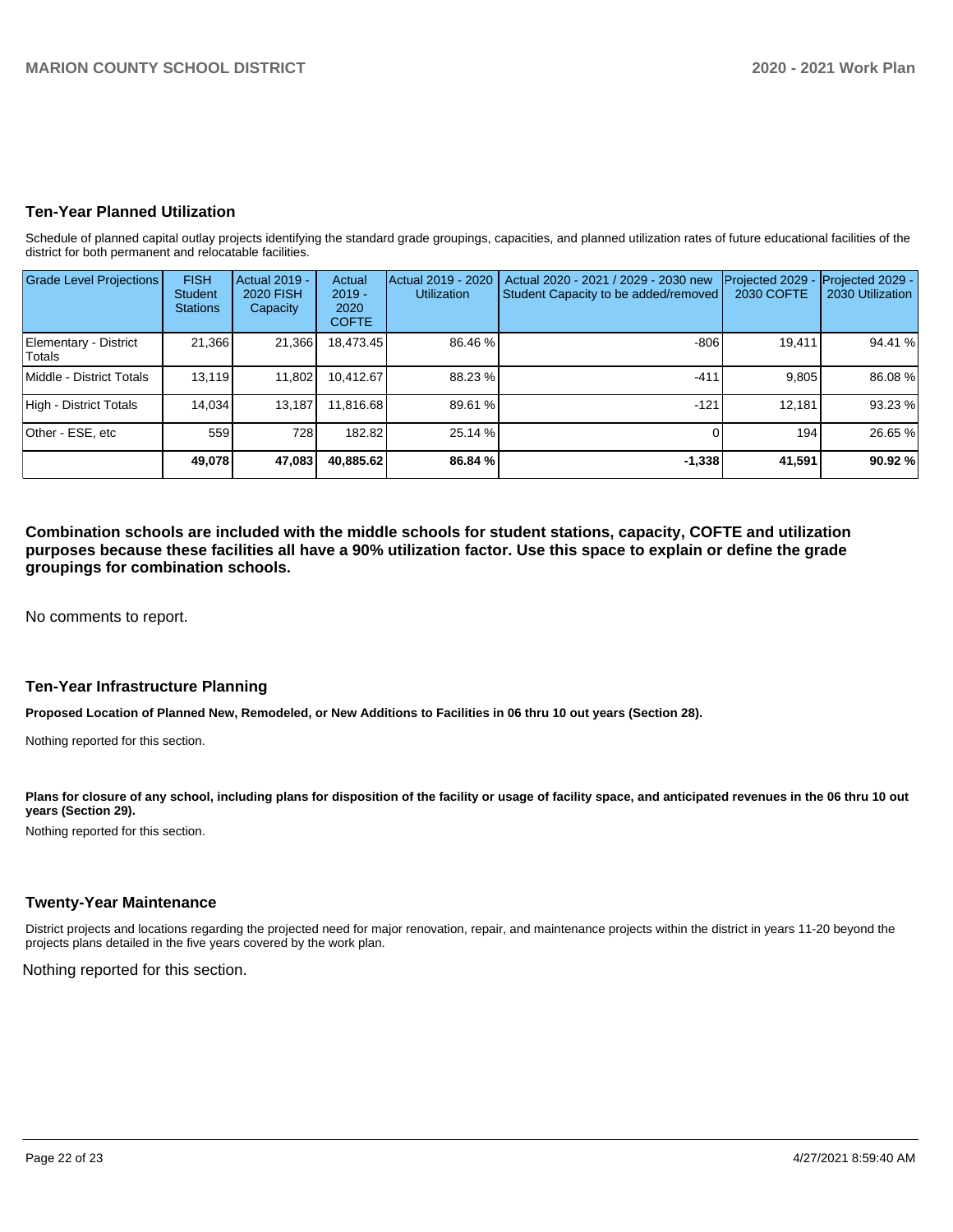## Ten-Year Planned Utilization

Schedule of planned capital outlay projects identifying the standard grade groupings, capacities, and planned utilization rates of future educational facilities of the district for both permanent and relocatable facilities.

| Grade Level Projections | FISH Student Stations | Actual 2019 - 2020 FISH Capacity | Actual 2019 - 2020 COFTE | Actual 2019 - 2020 Utilization | Actual 2020 - 2021 / 2029 - 2030 new Student Capacity to be added/removed | Projected 2029 - 2030 COFTE | Projected 2029 - 2030 Utilization |
|---|---|---|---|---|---|---|---|
| Elementary - District Totals | 21,366 | 21,366 | 18,473.45 | 86.46 % | -806 | 19,411 | 94.41 % |
| Middle - District Totals | 13,119 | 11,802 | 10,412.67 | 88.23 % | -411 | 9,805 | 86.08 % |
| High - District Totals | 14,034 | 13,187 | 11,816.68 | 89.61 % | -121 | 12,181 | 93.23 % |
| Other - ESE, etc | 559 | 728 | 182.82 | 25.14 % | 0 | 194 | 26.65 % |
| | **49,078** | **47,083** | **40,885.62** | **86.84 %** | **-1,338** | **41,591** | **90.92 %** |

**Combination schools are included with the middle schools for student stations, capacity, COFTE and utilization purposes because these facilities all have a 90% utilization factor. Use this space to explain or define the grade groupings for combination schools.**

No comments to report.

## Ten-Year Infrastructure Planning

**Proposed Location of Planned New, Remodeled, or New Additions to Facilities in 06 thru 10 out years (Section 28).**

Nothing reported for this section.

**Plans for closure of any school, including plans for disposition of the facility or usage of facility space, and anticipated revenues in the 06 thru 10 out years (Section 29).**

Nothing reported for this section.

## Twenty-Year Maintenance

District projects and locations regarding the projected need for major renovation, repair, and maintenance projects within the district in years 11-20 beyond the projects plans detailed in the five years covered by the work plan.

Nothing reported for this section.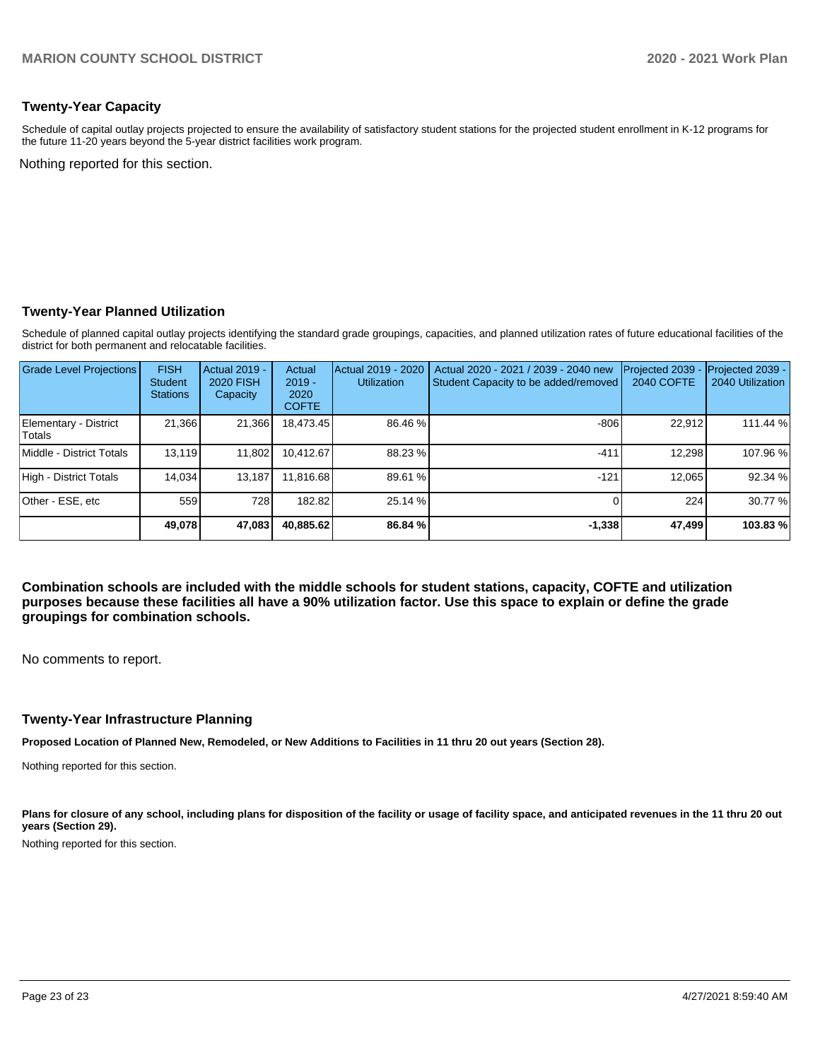## Twenty-Year Capacity

Schedule of capital outlay projects projected to ensure the availability of satisfactory student stations for the projected student enrollment in K-12 programs for the future 11-20 years beyond the 5-year district facilities work program.

Nothing reported for this section.

## Twenty-Year Planned Utilization

Schedule of planned capital outlay projects identifying the standard grade groupings, capacities, and planned utilization rates of future educational facilities of the district for both permanent and relocatable facilities.

| Grade Level Projections | FISH Student Stations | Actual 2019 - 2020 FISH Capacity | Actual 2019 - 2020 COFTE | Actual 2019 - 2020 Utilization | Actual 2020 - 2021 / 2039 - 2040 new Student Capacity to be added/removed | Projected 2039 - 2040 COFTE | Projected 2039 - 2040 Utilization |
|---|---|---|---|---|---|---|---|
| Elementary - District Totals | 21,366 | 21,366 | 18,473.45 | 86.46 % | -806 | 22,912 | 111.44 % |
| Middle - District Totals | 13,119 | 11,802 | 10,412.67 | 88.23 % | -411 | 12,298 | 107.96 % |
| High - District Totals | 14,034 | 13,187 | 11,816.68 | 89.61 % | -121 | 12,065 | 92.34 % |
| Other - ESE, etc | 559 | 728 | 182.82 | 25.14 % | 0 | 224 | 30.77 % |
| | **49,078** | **47,083** | **40,885.62** | **86.84 %** | **-1,338** | **47,499** | **103.83 %** |

**Combination schools are included with the middle schools for student stations, capacity, COFTE and utilization purposes because these facilities all have a 90% utilization factor. Use this space to explain or define the grade groupings for combination schools.**

No comments to report.

## Twenty-Year Infrastructure Planning

**Proposed Location of Planned New, Remodeled, or New Additions to Facilities in 11 thru 20 out years (Section 28).**

Nothing reported for this section.

**Plans for closure of any school, including plans for disposition of the facility or usage of facility space, and anticipated revenues in the 11 thru 20 out years (Section 29).**

Nothing reported for this section.